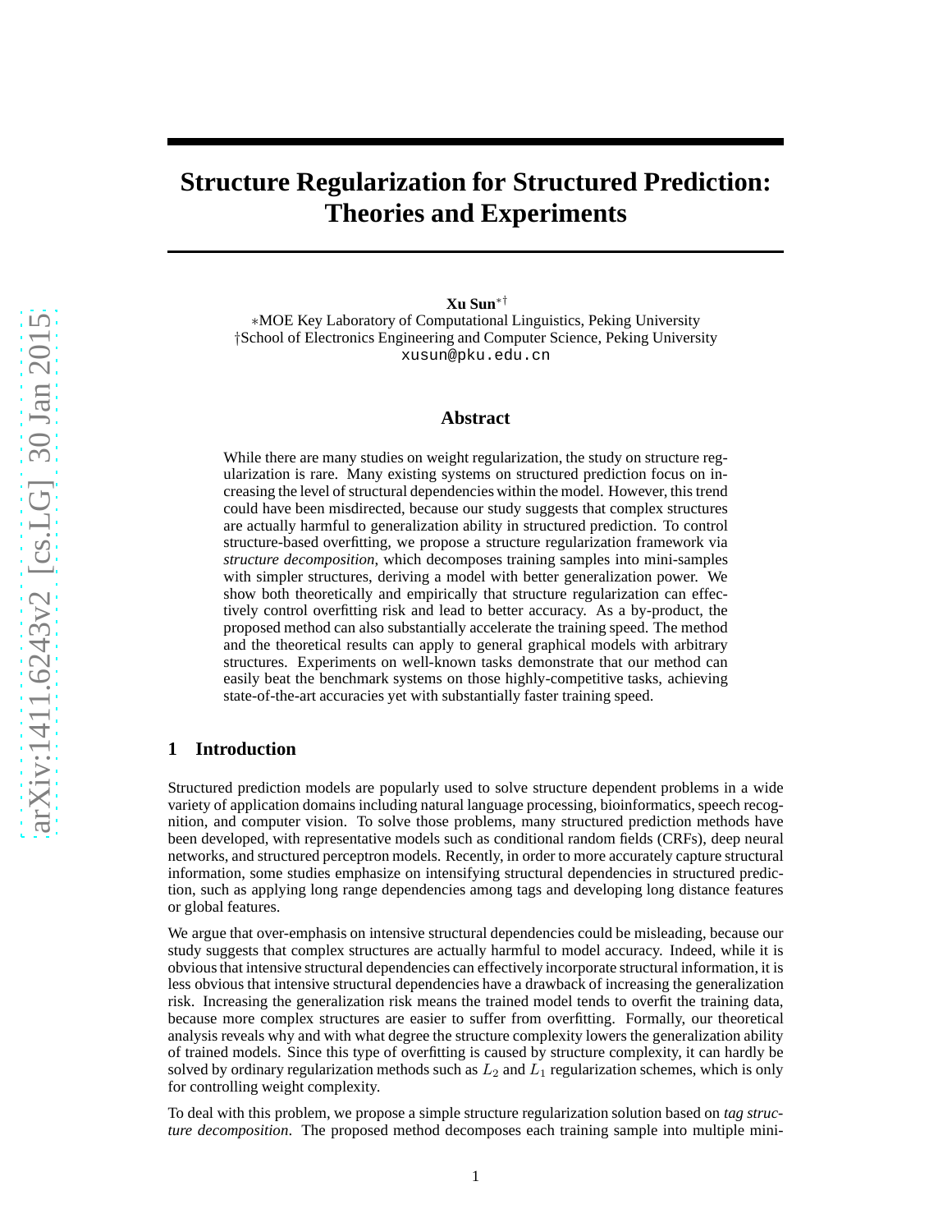# Structure Regularization for Structured Prediction: Theories and Experiments

**Xu Sun**[*†]

*MOE Key Laboratory of Computational Linguistics, Peking University
†School of Electronics Engineering and Computer Science, Peking University
xusun@pku.edu.cn

## Abstract

While there are many studies on weight regularization, the study on structure regularization is rare. Many existing systems on structured prediction focus on increasing the level of structural dependencies within the model. However, this trend could have been misdirected, because our study suggests that complex structures are actually harmful to generalization ability in structured prediction. To control structure-based overfitting, we propose a structure regularization framework via *structure decomposition*, which decomposes training samples into mini-samples with simpler structures, deriving a model with better generalization power. We show both theoretically and empirically that structure regularization can effectively control overfitting risk and lead to better accuracy. As a by-product, the proposed method can also substantially accelerate the training speed. The method and the theoretical results can apply to general graphical models with arbitrary structures. Experiments on well-known tasks demonstrate that our method can easily beat the benchmark systems on those highly-competitive tasks, achieving state-of-the-art accuracies yet with substantially faster training speed.

## 1 Introduction

Structured prediction models are popularly used to solve structure dependent problems in a wide variety of application domains including natural language processing, bioinformatics, speech recognition, and computer vision. To solve those problems, many structured prediction methods have been developed, with representative models such as conditional random fields (CRFs), deep neural networks, and structured perceptron models. Recently, in order to more accurately capture structural information, some studies emphasize on intensifying structural dependencies in structured prediction, such as applying long range dependencies among tags and developing long distance features or global features.

We argue that over-emphasis on intensive structural dependencies could be misleading, because our study suggests that complex structures are actually harmful to model accuracy. Indeed, while it is obvious that intensive structural dependencies can effectively incorporate structural information, it is less obvious that intensive structural dependencies have a drawback of increasing the generalization risk. Increasing the generalization risk means the trained model tends to overfit the training data, because more complex structures are easier to suffer from overfitting. Formally, our theoretical analysis reveals why and with what degree the structure complexity lowers the generalization ability of trained models. Since this type of overfitting is caused by structure complexity, it can hardly be solved by ordinary regularization methods such as $L_2$ and $L_1$ regularization schemes, which is only for controlling weight complexity.

To deal with this problem, we propose a simple structure regularization solution based on *tag structure decomposition*. The proposed method decomposes each training sample into multiple mini-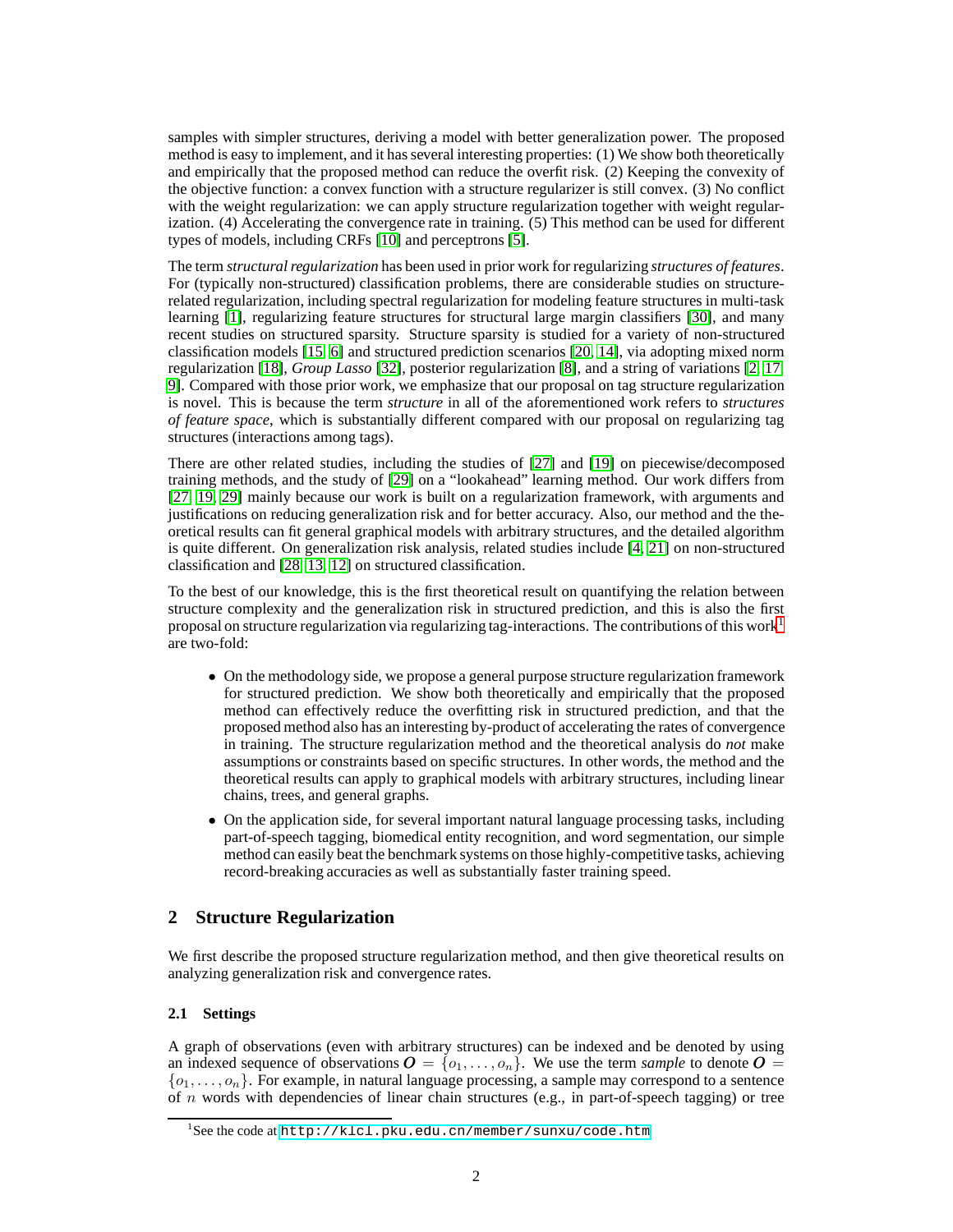samples with simpler structures, deriving a model with better generalization power. The proposed method is easy to implement, and it has several interesting properties: (1) We show both theoretically and empirically that the proposed method can reduce the overfit risk. (2) Keeping the convexity of the objective function: a convex function with a structure regularizer is still convex. (3) No conflict with the weight regularization: we can apply structure regularization together with weight regularization. (4) Accelerating the convergence rate in training. (5) This method can be used for different types of models, including CRFs [10] and perceptrons [5].

The term *structural regularization* has been used in prior work for regularizing *structures of features*. For (typically non-structured) classification problems, there are considerable studies on structure-related regularization, including spectral regularization for modeling feature structures in multi-task learning [1], regularizing feature structures for structural large margin classifiers [30], and many recent studies on structured sparsity. Structure sparsity is studied for a variety of non-structured classification models [15, 6] and structured prediction scenarios [20, 14], via adopting mixed norm regularization [18], *Group Lasso* [32], posterior regularization [8], and a string of variations [2, 17, 9]. Compared with those prior work, we emphasize that our proposal on tag structure regularization is novel. This is because the term *structure* in all of the aforementioned work refers to *structures of feature space*, which is substantially different compared with our proposal on regularizing tag structures (interactions among tags).

There are other related studies, including the studies of [27] and [19] on piecewise/decomposed training methods, and the study of [29] on a "lookahead" learning method. Our work differs from [27, 19, 29] mainly because our work is built on a regularization framework, with arguments and justifications on reducing generalization risk and for better accuracy. Also, our method and the theoretical results can fit general graphical models with arbitrary structures, and the detailed algorithm is quite different. On generalization risk analysis, related studies include [4, 21] on non-structured classification and [28, 13, 12] on structured classification.

To the best of our knowledge, this is the first theoretical result on quantifying the relation between structure complexity and the generalization risk in structured prediction, and this is also the first proposal on structure regularization via regularizing tag-interactions. The contributions of this work[1] are two-fold:

- On the methodology side, we propose a general purpose structure regularization framework for structured prediction. We show both theoretically and empirically that the proposed method can effectively reduce the overfitting risk in structured prediction, and that the proposed method also has an interesting by-product of accelerating the rates of convergence in training. The structure regularization method and the theoretical analysis do *not* make assumptions or constraints based on specific structures. In other words, the method and the theoretical results can apply to graphical models with arbitrary structures, including linear chains, trees, and general graphs.
- On the application side, for several important natural language processing tasks, including part-of-speech tagging, biomedical entity recognition, and word segmentation, our simple method can easily beat the benchmark systems on those highly-competitive tasks, achieving record-breaking accuracies as well as substantially faster training speed.

## 2 Structure Regularization

We first describe the proposed structure regularization method, and then give theoretical results on analyzing generalization risk and convergence rates.

### 2.1 Settings

A graph of observations (even with arbitrary structures) can be indexed and be denoted by using an indexed sequence of observations $\boldsymbol{O} = \{o_1, \ldots, o_n\}$. We use the term *sample* to denote $\boldsymbol{O} = \{o_1, \ldots, o_n\}$. For example, in natural language processing, a sample may correspond to a sentence of $n$ words with dependencies of linear chain structures (e.g., in part-of-speech tagging) or tree

[1] See the code at http://klcl.pku.edu.cn/member/sunxu/code.htm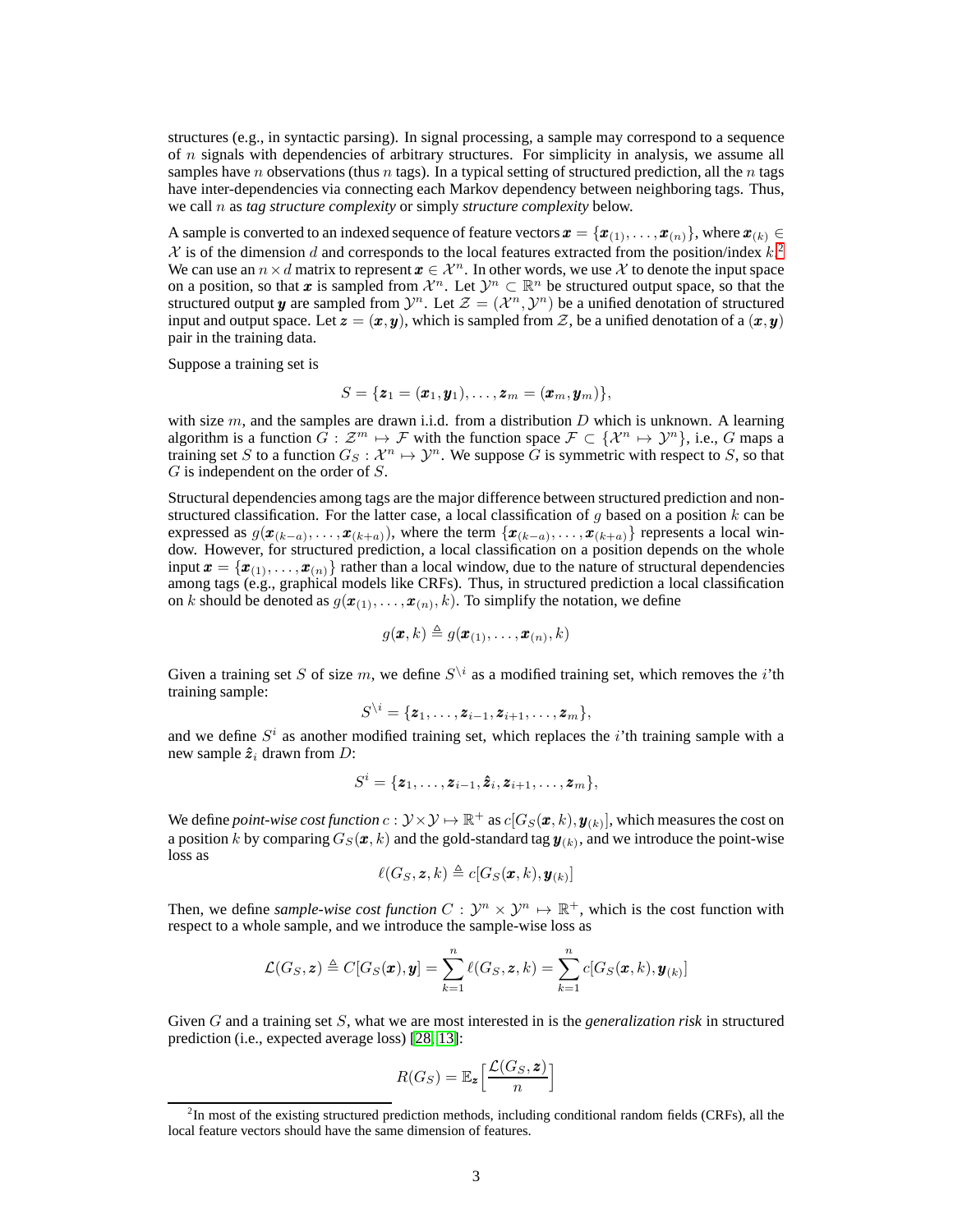structures (e.g., in syntactic parsing). In signal processing, a sample may correspond to a sequence of $n$ signals with dependencies of arbitrary structures. For simplicity in analysis, we assume all samples have $n$ observations (thus $n$ tags). In a typical setting of structured prediction, all the $n$ tags have inter-dependencies via connecting each Markov dependency between neighboring tags. Thus, we call $n$ as *tag structure complexity* or simply *structure complexity* below.

A sample is converted to an indexed sequence of feature vectors $\boldsymbol{x} = \{\boldsymbol{x}_{(1)}, \ldots, \boldsymbol{x}_{(n)}\}$, where $\boldsymbol{x}_{(k)} \in \mathcal{X}$ is of the dimension $d$ and corresponds to the local features extracted from the position/index $k$.[2] We can use an $n \times d$ matrix to represent $\boldsymbol{x} \in \mathcal{X}^n$. In other words, we use $\mathcal{X}$ to denote the input space on a position, so that $\boldsymbol{x}$ is sampled from $\mathcal{X}^n$. Let $\mathcal{Y}^n \subset \mathbb{R}^n$ be structured output space, so that the structured output $\boldsymbol{y}$ are sampled from $\mathcal{Y}^n$. Let $\mathcal{Z} = (\mathcal{X}^n, \mathcal{Y}^n)$ be a unified denotation of structured input and output space. Let $\boldsymbol{z} = (\boldsymbol{x}, \boldsymbol{y})$, which is sampled from $\mathcal{Z}$, be a unified denotation of a $(\boldsymbol{x}, \boldsymbol{y})$ pair in the training data.

Suppose a training set is

$$S = \{\boldsymbol{z}_1 = (\boldsymbol{x}_1, \boldsymbol{y}_1), \ldots, \boldsymbol{z}_m = (\boldsymbol{x}_m, \boldsymbol{y}_m)\},$$

with size $m$, and the samples are drawn i.i.d. from a distribution $D$ which is unknown. A learning algorithm is a function $G : \mathcal{Z}^m \mapsto \mathcal{F}$ with the function space $\mathcal{F} \subset \{\mathcal{X}^n \mapsto \mathcal{Y}^n\}$, i.e., $G$ maps a training set $S$ to a function $G_S : \mathcal{X}^n \mapsto \mathcal{Y}^n$. We suppose $G$ is symmetric with respect to $S$, so that $G$ is independent on the order of $S$.

Structural dependencies among tags are the major difference between structured prediction and non-structured classification. For the latter case, a local classification of $g$ based on a position $k$ can be expressed as $g(\boldsymbol{x}_{(k-a)}, \ldots, \boldsymbol{x}_{(k+a)})$, where the term $\{\boldsymbol{x}_{(k-a)}, \ldots, \boldsymbol{x}_{(k+a)}\}$ represents a local window. However, for structured prediction, a local classification on a position depends on the whole input $\boldsymbol{x} = \{\boldsymbol{x}_{(1)}, \ldots, \boldsymbol{x}_{(n)}\}$ rather than a local window, due to the nature of structural dependencies among tags (e.g., graphical models like CRFs). Thus, in structured prediction a local classification on $k$ should be denoted as $g(\boldsymbol{x}_{(1)}, \ldots, \boldsymbol{x}_{(n)}, k)$. To simplify the notation, we define

$$g(\boldsymbol{x}, k) \triangleq g(\boldsymbol{x}_{(1)}, \ldots, \boldsymbol{x}_{(n)}, k)$$

Given a training set $S$ of size $m$, we define $S^{\backslash i}$ as a modified training set, which removes the $i$'th training sample:

$$S^{\backslash i} = \{\boldsymbol{z}_1, \ldots, \boldsymbol{z}_{i-1}, \boldsymbol{z}_{i+1}, \ldots, \boldsymbol{z}_m\},$$

and we define $S^i$ as another modified training set, which replaces the $i$'th training sample with a new sample $\hat{\boldsymbol{z}}_i$ drawn from $D$:

$$S^i = \{\boldsymbol{z}_1, \ldots, \boldsymbol{z}_{i-1}, \hat{\boldsymbol{z}}_i, \boldsymbol{z}_{i+1}, \ldots, \boldsymbol{z}_m\},$$

We define *point-wise cost function* $c : \mathcal{Y} \times \mathcal{Y} \mapsto \mathbb{R}^+$ as $c[G_S(\boldsymbol{x}, k), \boldsymbol{y}_{(k)}]$, which measures the cost on a position $k$ by comparing $G_S(\boldsymbol{x}, k)$ and the gold-standard tag $\boldsymbol{y}_{(k)}$, and we introduce the point-wise loss as

$$\ell(G_S, \boldsymbol{z}, k) \triangleq c[G_S(\boldsymbol{x}, k), \boldsymbol{y}_{(k)}]$$

Then, we define *sample-wise cost function* $C : \mathcal{Y}^n \times \mathcal{Y}^n \mapsto \mathbb{R}^+$, which is the cost function with respect to a whole sample, and we introduce the sample-wise loss as

$$\mathcal{L}(G_S, \boldsymbol{z}) \triangleq C[G_S(\boldsymbol{x}), \boldsymbol{y}] = \sum_{k=1}^{n} \ell(G_S, \boldsymbol{z}, k) = \sum_{k=1}^{n} c[G_S(\boldsymbol{x}, k), \boldsymbol{y}_{(k)}]$$

Given $G$ and a training set $S$, what we are most interested in is the *generalization risk* in structured prediction (i.e., expected average loss) [28, 13]:

$$R(G_S) = \mathbb{E}_{\boldsymbol{z}}\Big[\frac{\mathcal{L}(G_S, \boldsymbol{z})}{n}\Big]$$

[2] In most of the existing structured prediction methods, including conditional random fields (CRFs), all the local feature vectors should have the same dimension of features.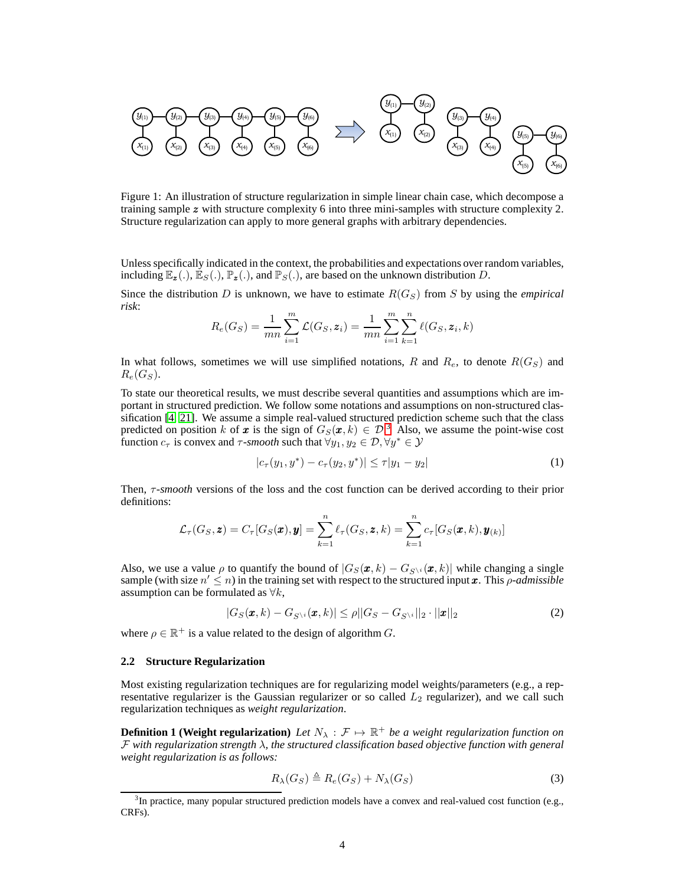Figure 1: An illustration of structure regularization in simple linear chain case, which decompose a training sample $\boldsymbol{z}$ with structure complexity 6 into three mini-samples with structure complexity 2. Structure regularization can apply to more general graphs with arbitrary dependencies.

Unless specifically indicated in the context, the probabilities and expectations over random variables, including $\mathbb{E}_{\boldsymbol{z}}(.)$, $\mathbb{E}_S(.)$, $\mathbb{P}_{\boldsymbol{z}}(.)$, and $\mathbb{P}_S(.)$, are based on the unknown distribution $D$.

Since the distribution $D$ is unknown, we have to estimate $R(G_S)$ from $S$ by using the *empirical risk*:

$$R_e(G_S) = \frac{1}{mn}\sum_{i=1}^{m}\mathcal{L}(G_S, \boldsymbol{z}_i) = \frac{1}{mn}\sum_{i=1}^{m}\sum_{k=1}^{n}\ell(G_S, \boldsymbol{z}_i, k)$$

In what follows, sometimes we will use simplified notations, $R$ and $R_e$, to denote $R(G_S)$ and $R_e(G_S)$.

To state our theoretical results, we must describe several quantities and assumptions which are important in structured prediction. We follow some notations and assumptions on non-structured classification [4, 21]. We assume a simple real-valued structured prediction scheme such that the class predicted on position $k$ of $\boldsymbol{x}$ is the sign of $G_S(\boldsymbol{x}, k) \in \mathcal{D}$.[3] Also, we assume the point-wise cost function $c_\tau$ is convex and $\tau$*-smooth* such that $\forall y_1, y_2 \in \mathcal{D}, \forall y^* \in \mathcal{Y}$

$$|c_\tau(y_1, y^*) - c_\tau(y_2, y^*)| \leq \tau|y_1 - y_2| \tag{1}$$

Then, $\tau$*-smooth* versions of the loss and the cost function can be derived according to their prior definitions:

$$\mathcal{L}_\tau(G_S, \boldsymbol{z}) = C_\tau[G_S(\boldsymbol{x}), \boldsymbol{y}] = \sum_{k=1}^{n}\ell_\tau(G_S, \boldsymbol{z}, k) = \sum_{k=1}^{n}c_\tau[G_S(\boldsymbol{x}, k), \boldsymbol{y}_{(k)}]$$

Also, we use a value $\rho$ to quantify the bound of $|G_S(\boldsymbol{x}, k) - G_{S^{\setminus i}}(\boldsymbol{x}, k)|$ while changing a single sample (with size $n' \leq n$) in the training set with respect to the structured input $\boldsymbol{x}$. This $\rho$*-admissible* assumption can be formulated as $\forall k$,

$$|G_S(\boldsymbol{x}, k) - G_{S^{\setminus i}}(\boldsymbol{x}, k)| \leq \rho||G_S - G_{S^{\setminus i}}||_2 \cdot ||\boldsymbol{x}||_2 \tag{2}$$

where $\rho \in \mathbb{R}^+$ is a value related to the design of algorithm $G$.

### 2.2 Structure Regularization

Most existing regularization techniques are for regularizing model weights/parameters (e.g., a representative regularizer is the Gaussian regularizer or so called $L_2$ regularizer), and we call such regularization techniques as *weight regularization*.

**Definition 1 (Weight regularization)** *Let $N_\lambda : \mathcal{F} \mapsto \mathbb{R}^+$ be a weight regularization function on $\mathcal{F}$ with regularization strength $\lambda$, the structured classification based objective function with general weight regularization is as follows:*

$$R_\lambda(G_S) \triangleq R_e(G_S) + N_\lambda(G_S) \tag{3}$$

[3] In practice, many popular structured prediction models have a convex and real-valued cost function (e.g., CRFs).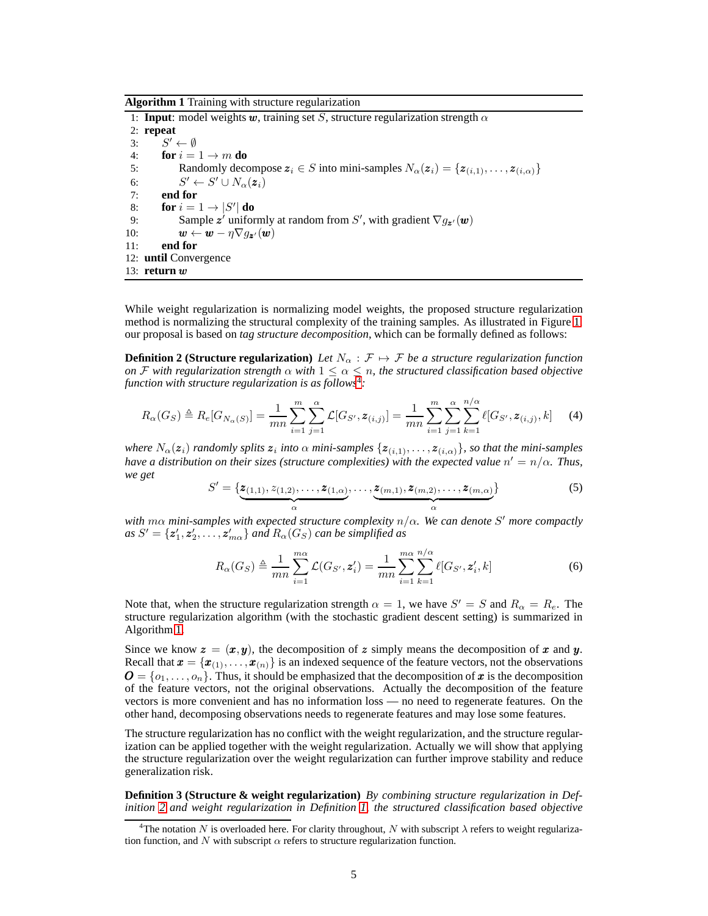**Algorithm 1** Training with structure regularization

```
1: Input: model weights w, training set S, structure regularization strength α
2: repeat
3:     S' ← ∅
4:     for i = 1 → m do
5:         Randomly decompose z_i ∈ S into mini-samples N_α(z_i) = {z_(i,1), ..., z_(i,α)}
6:         S' ← S' ∪ N_α(z_i)
7:     end for
8:     for i = 1 → |S'| do
9:         Sample z' uniformly at random from S', with gradient ∇g_z'(w)
10:        w ← w − η∇g_z'(w)
11:    end for
12: until Convergence
13: return w
```

While weight regularization is normalizing model weights, the proposed structure regularization method is normalizing the structural complexity of the training samples. As illustrated in Figure 1, our proposal is based on *tag structure decomposition*, which can be formally defined as follows:

**Definition 2 (Structure regularization)** *Let $N_\alpha : \mathcal{F} \mapsto \mathcal{F}$ be a structure regularization function on $\mathcal{F}$ with regularization strength $\alpha$ with $1 \leq \alpha \leq n$, the structured classification based objective function with structure regularization is as follows*[4]*:*

$$R_\alpha(G_S) \triangleq R_e[G_{N_\alpha(S)}] = \frac{1}{mn}\sum_{i=1}^{m}\sum_{j=1}^{\alpha}\mathcal{L}[G_{S'}, \boldsymbol{z}_{(i,j)}] = \frac{1}{mn}\sum_{i=1}^{m}\sum_{j=1}^{\alpha}\sum_{k=1}^{n/\alpha}\ell[G_{S'}, \boldsymbol{z}_{(i,j)}, k] \quad (4)$$

*where $N_\alpha(\boldsymbol{z}_i)$ randomly splits $\boldsymbol{z}_i$ into $\alpha$ mini-samples $\{\boldsymbol{z}_{(i,1)}, \ldots, \boldsymbol{z}_{(i,\alpha)}\}$, so that the mini-samples have a distribution on their sizes (structure complexities) with the expected value $n' = n/\alpha$. Thus, we get*

$$S' = \{\underbrace{\boldsymbol{z}_{(1,1)}, z_{(1,2)}, \ldots, \boldsymbol{z}_{(1,\alpha)}}_{\alpha}, \ldots, \underbrace{\boldsymbol{z}_{(m,1)}, \boldsymbol{z}_{(m,2)}, \ldots, \boldsymbol{z}_{(m,\alpha)}}_{\alpha}\} \quad (5)$$

*with $m\alpha$ mini-samples with expected structure complexity $n/\alpha$. We can denote $S'$ more compactly as $S' = \{\boldsymbol{z}'_1, \boldsymbol{z}'_2, \ldots, \boldsymbol{z}'_{m\alpha}\}$ and $R_\alpha(G_S)$ can be simplified as*

$$R_\alpha(G_S) \triangleq \frac{1}{mn}\sum_{i=1}^{m\alpha}\mathcal{L}(G_{S'}, \boldsymbol{z}'_i) = \frac{1}{mn}\sum_{i=1}^{m\alpha}\sum_{k=1}^{n/\alpha}\ell[G_{S'}, \boldsymbol{z}'_i, k] \quad (6)$$

Note that, when the structure regularization strength $\alpha = 1$, we have $S' = S$ and $R_\alpha = R_e$. The structure regularization algorithm (with the stochastic gradient descent setting) is summarized in Algorithm 1.

Since we know $\boldsymbol{z} = (\boldsymbol{x}, \boldsymbol{y})$, the decomposition of $\boldsymbol{z}$ simply means the decomposition of $\boldsymbol{x}$ and $\boldsymbol{y}$. Recall that $\boldsymbol{x} = \{\boldsymbol{x}_{(1)}, \ldots, \boldsymbol{x}_{(n)}\}$ is an indexed sequence of the feature vectors, not the observations $\boldsymbol{O} = \{o_1, \ldots, o_n\}$. Thus, it should be emphasized that the decomposition of $\boldsymbol{x}$ is the decomposition of the feature vectors, not the original observations. Actually the decomposition of the feature vectors is more convenient and has no information loss — no need to regenerate features. On the other hand, decomposing observations needs to regenerate features and may lose some features.

The structure regularization has no conflict with the weight regularization, and the structure regularization can be applied together with the weight regularization. Actually we will show that applying the structure regularization over the weight regularization can further improve stability and reduce generalization risk.

**Definition 3 (Structure & weight regularization)** *By combining structure regularization in Definition 2 and weight regularization in Definition 1, the structured classification based objective*

[4] The notation $N$ is overloaded here. For clarity throughout, $N$ with subscript $\lambda$ refers to weight regularization function, and $N$ with subscript $\alpha$ refers to structure regularization function.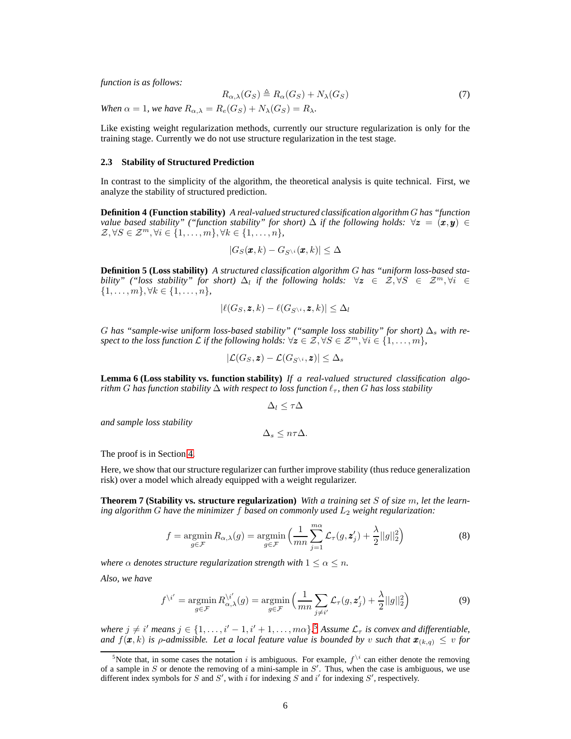*function is as follows:*

$$R_{\alpha,\lambda}(G_S) \triangleq R_{\alpha}(G_S) + N_{\lambda}(G_S) \tag{7}$$

*When $\alpha = 1$, we have $R_{\alpha,\lambda} = R_e(G_S) + N_{\lambda}(G_S) = R_{\lambda}$.*

Like existing weight regularization methods, currently our structure regularization is only for the training stage. Currently we do not use structure regularization in the test stage.

### 2.3 Stability of Structured Prediction

In contrast to the simplicity of the algorithm, the theoretical analysis is quite technical. First, we analyze the stability of structured prediction.

**Definition 4 (Function stability)** *A real-valued structured classification algorithm $G$ has "function value based stability" ("function stability" for short) $\Delta$ if the following holds: $\forall \boldsymbol{z} = (\boldsymbol{x}, \boldsymbol{y}) \in \mathcal{Z}, \forall S \in \mathcal{Z}^m, \forall i \in \{1, \ldots, m\}, \forall k \in \{1, \ldots, n\}$,*

$$|G_S(\boldsymbol{x}, k) - G_{S^{\setminus i}}(\boldsymbol{x}, k)| \leq \Delta$$

**Definition 5 (Loss stability)** *A structured classification algorithm $G$ has "uniform loss-based stability" ("loss stability" for short) $\Delta_l$ if the following holds: $\forall \boldsymbol{z} \in \mathcal{Z}, \forall S \in \mathcal{Z}^m, \forall i \in \{1, \ldots, m\}, \forall k \in \{1, \ldots, n\}$,*

$$|\ell(G_S, \boldsymbol{z}, k) - \ell(G_{S^{\setminus i}}, \boldsymbol{z}, k)| \leq \Delta_l$$

*$G$ has "sample-wise uniform loss-based stability" ("sample loss stability" for short) $\Delta_s$ with respect to the loss function $\mathcal{L}$ if the following holds: $\forall \boldsymbol{z} \in \mathcal{Z}, \forall S \in \mathcal{Z}^m, \forall i \in \{1, \ldots, m\}$,*

$$|\mathcal{L}(G_S, \boldsymbol{z}) - \mathcal{L}(G_{S^{\setminus i}}, \boldsymbol{z})| \leq \Delta_s$$

**Lemma 6 (Loss stability vs. function stability)** *If a real-valued structured classification algorithm $G$ has function stability $\Delta$ with respect to loss function $\ell_\tau$, then $G$ has loss stability*

$$\Delta_l \leq \tau\Delta$$

*and sample loss stability*

$$\Delta_s \leq n\tau\Delta.$$

The proof is in Section 4.

Here, we show that our structure regularizer can further improve stability (thus reduce generalization risk) over a model which already equipped with a weight regularizer.

**Theorem 7 (Stability vs. structure regularization)** *With a training set $S$ of size $m$, let the learning algorithm $G$ have the minimizer $f$ based on commonly used $L_2$ weight regularization:*

$$f = \operatorname*{argmin}_{g \in \mathcal{F}} R_{\alpha,\lambda}(g) = \operatorname*{argmin}_{g \in \mathcal{F}} \Big( \frac{1}{mn} \sum_{j=1}^{m\alpha} \mathcal{L}_\tau(g, \boldsymbol{z}'_j) + \frac{\lambda}{2} ||g||_2^2 \Big) \tag{8}$$

*where $\alpha$ denotes structure regularization strength with $1 \leq \alpha \leq n$.*

*Also, we have*

$$f^{\setminus i'} = \operatorname*{argmin}_{g \in \mathcal{F}} R^{\setminus i'}_{\alpha,\lambda}(g) = \operatorname*{argmin}_{g \in \mathcal{F}} \Big( \frac{1}{mn} \sum_{j \neq i'} \mathcal{L}_\tau(g, \boldsymbol{z}'_j) + \frac{\lambda}{2} ||g||_2^2 \Big) \tag{9}$$

*where $j \neq i'$ means $j \in \{1, \ldots, i'-1, i'+1, \ldots, m\alpha\}$.*[5] *Assume $\mathcal{L}_\tau$ is convex and differentiable, and $f(\boldsymbol{x}, k)$ is $\rho$-admissible. Let a local feature value is bounded by $v$ such that $\boldsymbol{x}_{(k,q)} \leq v$ for*

[5]Note that, in some cases the notation $i$ is ambiguous. For example, $f^{\setminus i}$ can either denote the removing of a sample in $S$ or denote the removing of a mini-sample in $S'$. Thus, when the case is ambiguous, we use different index symbols for $S$ and $S'$, with $i$ for indexing $S$ and $i'$ for indexing $S'$, respectively.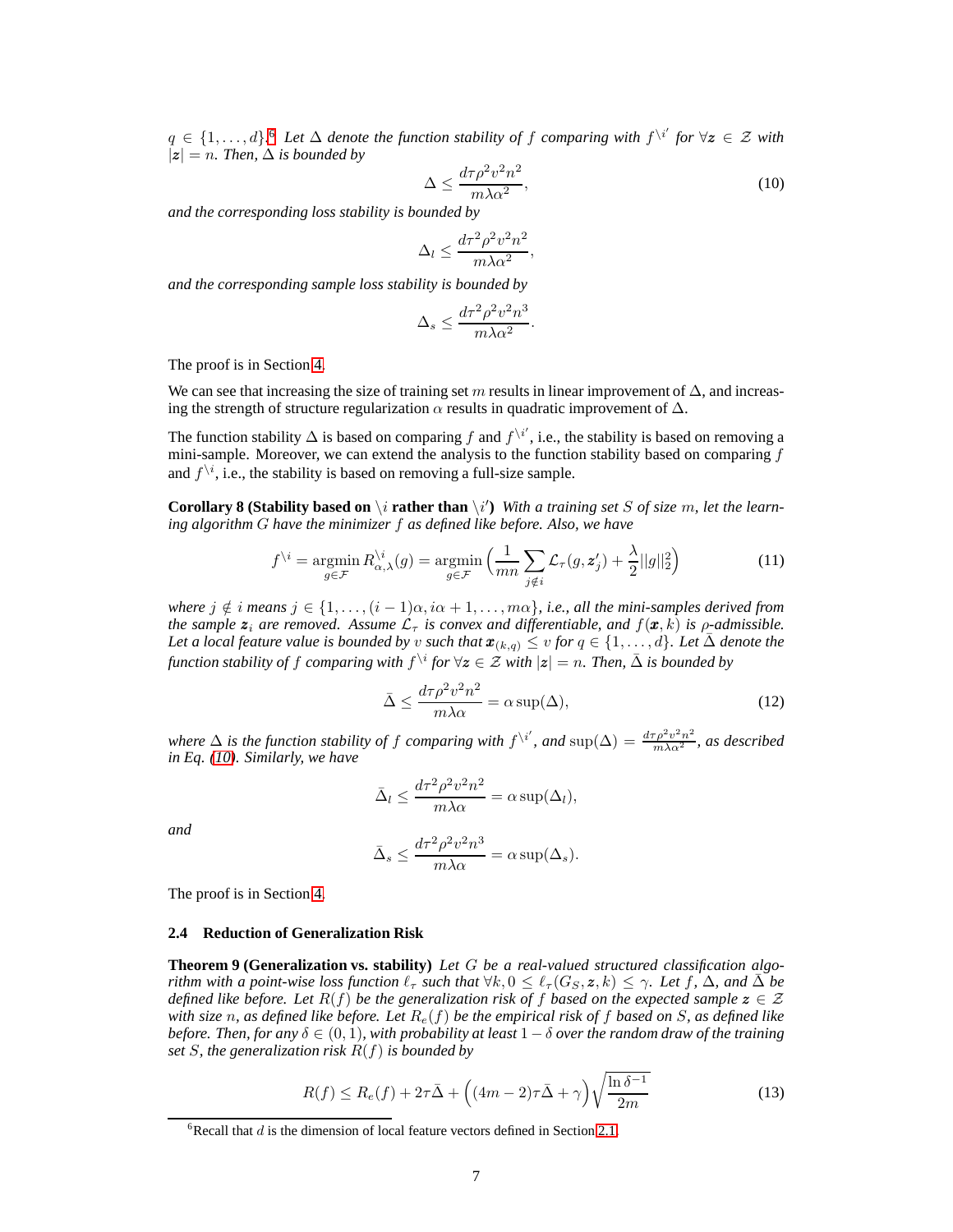*$q \in \{1, \ldots, d\}$.*[6] *Let $\Delta$ denote the function stability of $f$ comparing with $f^{\setminus i'}$ for $\forall \boldsymbol{z} \in \mathcal{Z}$ with $|\boldsymbol{z}| = n$. Then, $\Delta$ is bounded by*

$$\Delta \leq \frac{d\tau\rho^2 v^2 n^2}{m\lambda\alpha^2}, \tag{10}$$

*and the corresponding loss stability is bounded by*

$$\Delta_l \leq \frac{d\tau^2\rho^2 v^2 n^2}{m\lambda\alpha^2},$$

*and the corresponding sample loss stability is bounded by*

$$\Delta_s \leq \frac{d\tau^2\rho^2 v^2 n^3}{m\lambda\alpha^2}.$$

The proof is in Section 4.

We can see that increasing the size of training set $m$ results in linear improvement of $\Delta$, and increasing the strength of structure regularization $\alpha$ results in quadratic improvement of $\Delta$.

The function stability $\Delta$ is based on comparing $f$ and $f^{\setminus i'}$, i.e., the stability is based on removing a mini-sample. Moreover, we can extend the analysis to the function stability based on comparing $f$ and $f^{\setminus i}$, i.e., the stability is based on removing a full-size sample.

**Corollary 8 (Stability based on $\setminus i$ rather than $\setminus i'$)** *With a training set $S$ of size $m$, let the learning algorithm $G$ have the minimizer $f$ as defined like before. Also, we have*

$$f^{\setminus i} = \operatorname*{argmin}_{g \in \mathcal{F}} R^{\setminus i}_{\alpha,\lambda}(g) = \operatorname*{argmin}_{g \in \mathcal{F}} \Big( \frac{1}{mn} \sum_{j \notin i} \mathcal{L}_\tau(g, \boldsymbol{z}'_j) + \frac{\lambda}{2} ||g||_2^2 \Big) \tag{11}$$

*where $j \notin i$ means $j \in \{1, \ldots, (i-1)\alpha, i\alpha+1, \ldots, m\alpha\}$, i.e., all the mini-samples derived from the sample $\boldsymbol{z}_i$ are removed. Assume $\mathcal{L}_\tau$ is convex and differentiable, and $f(\boldsymbol{x}, k)$ is $\rho$-admissible. Let a local feature value is bounded by $v$ such that $\boldsymbol{x}_{(k,q)} \leq v$ for $q \in \{1, \ldots, d\}$. Let $\bar{\Delta}$ denote the function stability of $f$ comparing with $f^{\setminus i}$ for $\forall \boldsymbol{z} \in \mathcal{Z}$ with $|\boldsymbol{z}| = n$. Then, $\bar{\Delta}$ is bounded by*

$$\bar{\Delta} \leq \frac{d\tau\rho^2 v^2 n^2}{m\lambda\alpha} = \alpha \sup(\Delta), \tag{12}$$

*where $\Delta$ is the function stability of $f$ comparing with $f^{\setminus i'}$, and $\sup(\Delta) = \frac{d\tau\rho^2 v^2 n^2}{m\lambda\alpha^2}$, as described in Eq. (10). Similarly, we have*

$$\bar{\Delta}_l \leq \frac{d\tau^2\rho^2 v^2 n^2}{m\lambda\alpha} = \alpha \sup(\Delta_l),$$

*and*

$$\bar{\Delta}_s \leq \frac{d\tau^2\rho^2 v^2 n^3}{m\lambda\alpha} = \alpha \sup(\Delta_s).$$

The proof is in Section 4.

### 2.4 Reduction of Generalization Risk

**Theorem 9 (Generalization vs. stability)** *Let $G$ be a real-valued structured classification algorithm with a point-wise loss function $\ell_\tau$ such that $\forall k, 0 \leq \ell_\tau(G_S, \boldsymbol{z}, k) \leq \gamma$. Let $f$, $\Delta$, and $\bar{\Delta}$ be defined like before. Let $R(f)$ be the generalization risk of $f$ based on the expected sample $\boldsymbol{z} \in \mathcal{Z}$ with size $n$, as defined like before. Let $R_e(f)$ be the empirical risk of $f$ based on $S$, as defined like before. Then, for any $\delta \in (0,1)$, with probability at least $1-\delta$ over the random draw of the training set $S$, the generalization risk $R(f)$ is bounded by*

$$R(f) \leq R_e(f) + 2\tau\bar{\Delta} + \Big((4m-2)\tau\bar{\Delta} + \gamma\Big)\sqrt{\frac{\ln \delta^{-1}}{2m}} \tag{13}$$

[6] Recall that $d$ is the dimension of local feature vectors defined in Section 2.1.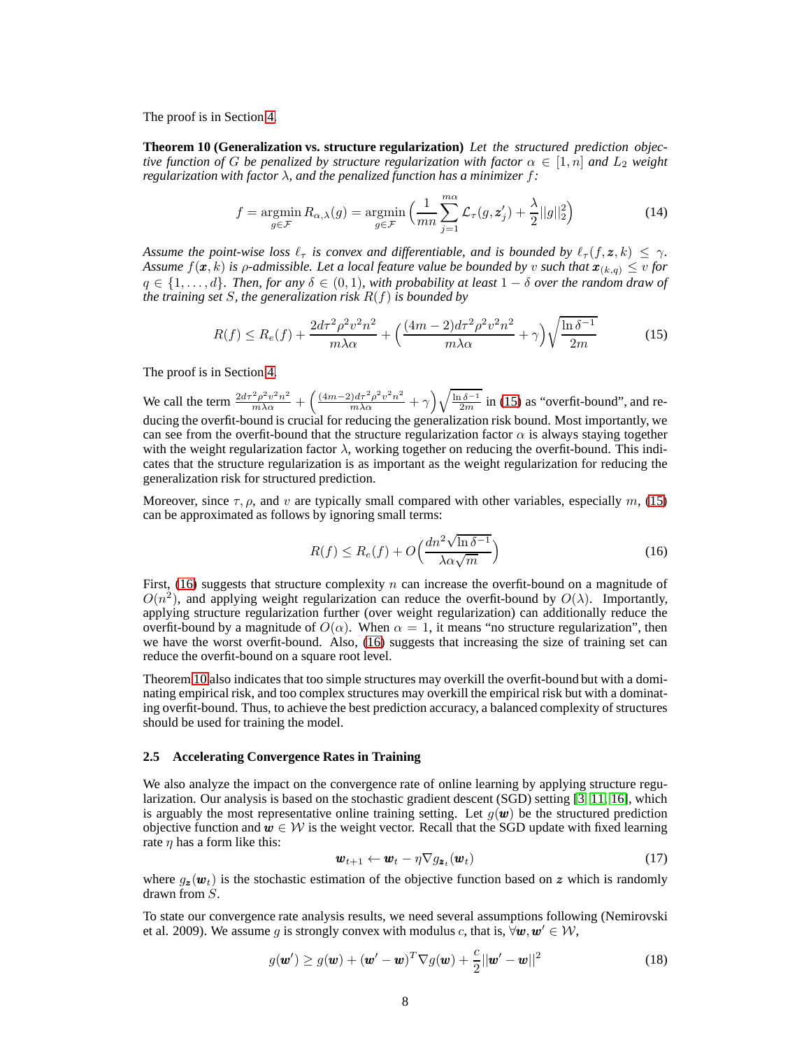The proof is in Section 4.

**Theorem 10 (Generalization vs. structure regularization)** *Let the structured prediction objective function of $G$ be penalized by structure regularization with factor $\alpha \in [1, n]$ and $L_2$ weight regularization with factor $\lambda$, and the penalized function has a minimizer $f$:*

$$f = \operatorname*{argmin}_{g \in \mathcal{F}} R_{\alpha,\lambda}(g) = \operatorname*{argmin}_{g \in \mathcal{F}} \Big( \frac{1}{mn} \sum_{j=1}^{m\alpha} \mathcal{L}_\tau(g, \boldsymbol{z}'_j) + \frac{\lambda}{2} ||g||_2^2 \Big) \tag{14}$$

*Assume the point-wise loss $\ell_\tau$ is convex and differentiable, and is bounded by $\ell_\tau(f, \boldsymbol{z}, k) \leq \gamma$. Assume $f(\boldsymbol{x}, k)$ is $\rho$-admissible. Let a local feature value be bounded by $v$ such that $\boldsymbol{x}_{(k,q)} \leq v$ for $q \in \{1, \dots, d\}$. Then, for any $\delta \in (0, 1)$, with probability at least $1 - \delta$ over the random draw of the training set $S$, the generalization risk $R(f)$ is bounded by*

$$R(f) \leq R_e(f) + \frac{2d\tau^2\rho^2v^2n^2}{m\lambda\alpha} + \Big( \frac{(4m-2)d\tau^2\rho^2v^2n^2}{m\lambda\alpha} + \gamma \Big) \sqrt{\frac{\ln \delta^{-1}}{2m}} \tag{15}$$

The proof is in Section 4.

We call the term $\frac{2d\tau^2\rho^2v^2n^2}{m\lambda\alpha} + \Big( \frac{(4m-2)d\tau^2\rho^2v^2n^2}{m\lambda\alpha} + \gamma \Big) \sqrt{\frac{\ln \delta^{-1}}{2m}}$ in (15) as "overfit-bound", and reducing the overfit-bound is crucial for reducing the generalization risk bound. Most importantly, we can see from the overfit-bound that the structure regularization factor $\alpha$ is always staying together with the weight regularization factor $\lambda$, working together on reducing the overfit-bound. This indicates that the structure regularization is as important as the weight regularization for reducing the generalization risk for structured prediction.

Moreover, since $\tau$, $\rho$, and $v$ are typically small compared with other variables, especially $m$, (15) can be approximated as follows by ignoring small terms:

$$R(f) \leq R_e(f) + O\Big( \frac{dn^2\sqrt{\ln \delta^{-1}}}{\lambda\alpha\sqrt{m}} \Big) \tag{16}$$

First, (16) suggests that structure complexity $n$ can increase the overfit-bound on a magnitude of $O(n^2)$, and applying weight regularization can reduce the overfit-bound by $O(\lambda)$. Importantly, applying structure regularization further (over weight regularization) can additionally reduce the overfit-bound by a magnitude of $O(\alpha)$. When $\alpha = 1$, it means "no structure regularization", then we have the worst overfit-bound. Also, (16) suggests that increasing the size of training set can reduce the overfit-bound on a square root level.

Theorem 10 also indicates that too simple structures may overkill the overfit-bound but with a dominating empirical risk, and too complex structures may overkill the empirical risk but with a dominating overfit-bound. Thus, to achieve the best prediction accuracy, a balanced complexity of structures should be used for training the model.

### 2.5 Accelerating Convergence Rates in Training

We also analyze the impact on the convergence rate of online learning by applying structure regularization. Our analysis is based on the stochastic gradient descent (SGD) setting [3, 11, 16], which is arguably the most representative online training setting. Let $g(\boldsymbol{w})$ be the structured prediction objective function and $\boldsymbol{w} \in \mathcal{W}$ is the weight vector. Recall that the SGD update with fixed learning rate $\eta$ has a form like this:

$$\boldsymbol{w}_{t+1} \leftarrow \boldsymbol{w}_t - \eta \nabla g_{\boldsymbol{z}_t}(\boldsymbol{w}_t) \tag{17}$$

where $g_{\boldsymbol{z}}(\boldsymbol{w}_t)$ is the stochastic estimation of the objective function based on $\boldsymbol{z}$ which is randomly drawn from $S$.

To state our convergence rate analysis results, we need several assumptions following (Nemirovski et al. 2009). We assume $g$ is strongly convex with modulus $c$, that is, $\forall \boldsymbol{w}, \boldsymbol{w}' \in \mathcal{W}$,

$$g(\boldsymbol{w}') \geq g(\boldsymbol{w}) + (\boldsymbol{w}' - \boldsymbol{w})^T \nabla g(\boldsymbol{w}) + \frac{c}{2} ||\boldsymbol{w}' - \boldsymbol{w}||^2 \tag{18}$$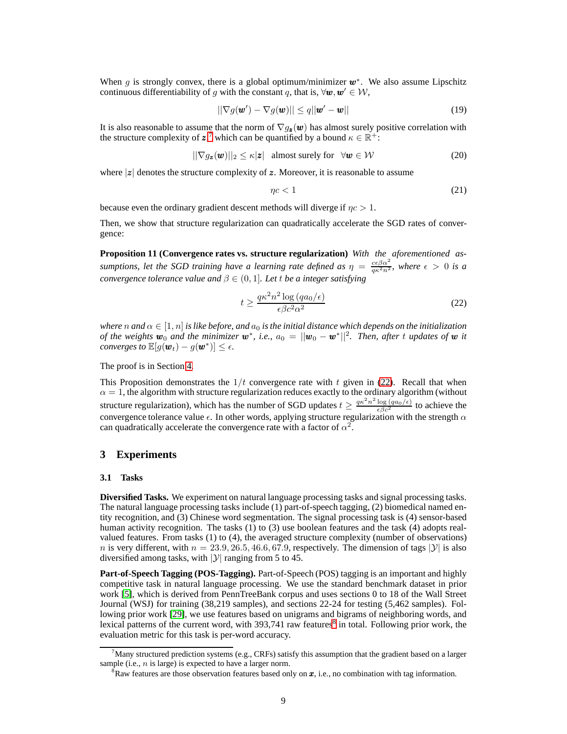When $g$ is strongly convex, there is a global optimum/minimizer $\boldsymbol{w}^*$. We also assume Lipschitz continuous differentiability of $g$ with the constant $q$, that is, $\forall \boldsymbol{w}, \boldsymbol{w}' \in \mathcal{W}$,

$$||\nabla g(\boldsymbol{w}') - \nabla g(\boldsymbol{w})|| \leq q||\boldsymbol{w}' - \boldsymbol{w}|| \tag{19}$$

It is also reasonable to assume that the norm of $\nabla g_{\boldsymbol{z}}(\boldsymbol{w})$ has almost surely positive correlation with the structure complexity of $\boldsymbol{z}$,[7] which can be quantified by a bound $\kappa \in \mathbb{R}^+$:

$$||\nabla g_{\boldsymbol{z}}(\boldsymbol{w})||_2 \leq \kappa|\boldsymbol{z}| \quad \text{almost surely for} \quad \forall \boldsymbol{w} \in \mathcal{W} \tag{20}$$

where $|\boldsymbol{z}|$ denotes the structure complexity of $\boldsymbol{z}$. Moreover, it is reasonable to assume

$$\eta c < 1 \tag{21}$$

because even the ordinary gradient descent methods will diverge if $\eta c > 1$.

Then, we show that structure regularization can quadratically accelerate the SGD rates of convergence:

**Proposition 11 (Convergence rates vs. structure regularization)** *With the aforementioned assumptions, let the SGD training have a learning rate defined as $\eta = \frac{c\epsilon\beta\alpha^2}{q\kappa^2 n^2}$, where $\epsilon > 0$ is a convergence tolerance value and $\beta \in (0, 1]$. Let $t$ be a integer satisfying*

$$t \geq \frac{q\kappa^2 n^2 \log{(qa_0/\epsilon)}}{\epsilon\beta c^2 \alpha^2} \tag{22}$$

*where $n$ and $\alpha \in [1, n]$ is like before, and $a_0$ is the initial distance which depends on the initialization of the weights $\boldsymbol{w}_0$ and the minimizer $\boldsymbol{w}^*$, i.e., $a_0 = ||\boldsymbol{w}_0 - \boldsymbol{w}^*||^2$. Then, after $t$ updates of $\boldsymbol{w}$ it converges to $\mathbb{E}[g(\boldsymbol{w}_t) - g(\boldsymbol{w}^*)] \leq \epsilon$.*

The proof is in Section 4.

This Proposition demonstrates the $1/t$ convergence rate with $t$ given in (22). Recall that when $\alpha = 1$, the algorithm with structure regularization reduces exactly to the ordinary algorithm (without structure regularization), which has the number of SGD updates $t \geq \frac{q\kappa^2 n^2 \log{(qa_0/\epsilon)}}{\epsilon\beta c^2}$ to achieve the convergence tolerance value $\epsilon$. In other words, applying structure regularization with the strength $\alpha$ can quadratically accelerate the convergence rate with a factor of $\alpha^2$.

# 3 Experiments

## 3.1 Tasks

**Diversified Tasks.** We experiment on natural language processing tasks and signal processing tasks. The natural language processing tasks include (1) part-of-speech tagging, (2) biomedical named entity recognition, and (3) Chinese word segmentation. The signal processing task is (4) sensor-based human activity recognition. The tasks (1) to (3) use boolean features and the task (4) adopts real-valued features. From tasks (1) to (4), the averaged structure complexity (number of observations) $n$ is very different, with $n = 23.9, 26.5, 46.6, 67.9$, respectively. The dimension of tags $|\mathcal{Y}|$ is also diversified among tasks, with $|\mathcal{Y}|$ ranging from 5 to 45.

**Part-of-Speech Tagging (POS-Tagging).** Part-of-Speech (POS) tagging is an important and highly competitive task in natural language processing. We use the standard benchmark dataset in prior work [5], which is derived from PennTreeBank corpus and uses sections 0 to 18 of the Wall Street Journal (WSJ) for training (38,219 samples), and sections 22-24 for testing (5,462 samples). Following prior work [29], we use features based on unigrams and bigrams of neighboring words, and lexical patterns of the current word, with 393,741 raw features[8] in total. Following prior work, the evaluation metric for this task is per-word accuracy.

---

[7] Many structured prediction systems (e.g., CRFs) satisfy this assumption that the gradient based on a larger sample (i.e., $n$ is large) is expected to have a larger norm.

[8] Raw features are those observation features based only on $\boldsymbol{x}$, i.e., no combination with tag information.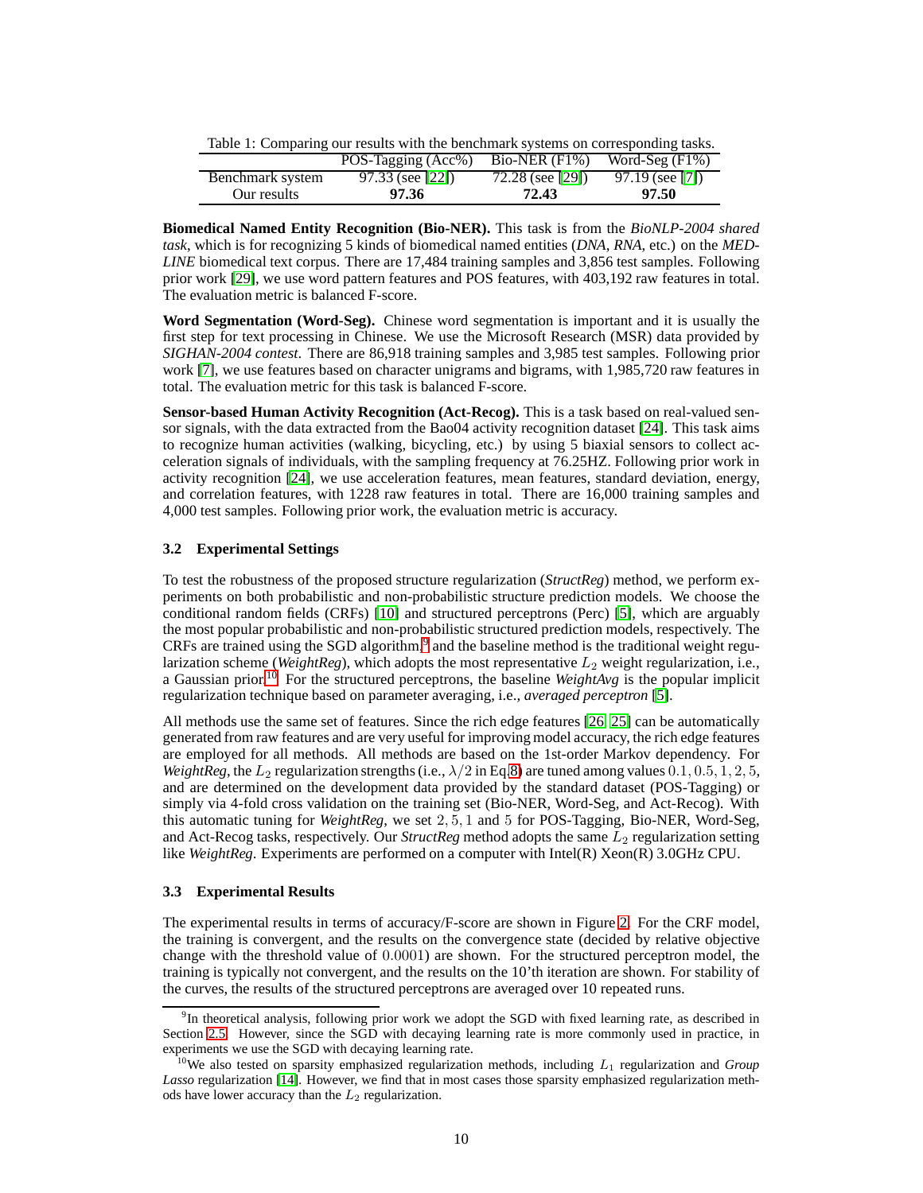Table 1: Comparing our results with the benchmark systems on corresponding tasks.

| | POS-Tagging (Acc%) | Bio-NER (F1%) | Word-Seg (F1%) |
|---|---|---|---|
| Benchmark system | 97.33 (see [22]) | 72.28 (see [29]) | 97.19 (see [7]) |
| Our results | **97.36** | **72.43** | **97.50** |

**Biomedical Named Entity Recognition (Bio-NER).** This task is from the *BioNLP-2004 shared task*, which is for recognizing 5 kinds of biomedical named entities (*DNA*, *RNA*, etc.) on the *MEDLINE* biomedical text corpus. There are 17,484 training samples and 3,856 test samples. Following prior work [29], we use word pattern features and POS features, with 403,192 raw features in total. The evaluation metric is balanced F-score.

**Word Segmentation (Word-Seg).** Chinese word segmentation is important and it is usually the first step for text processing in Chinese. We use the Microsoft Research (MSR) data provided by *SIGHAN-2004 contest*. There are 86,918 training samples and 3,985 test samples. Following prior work [7], we use features based on character unigrams and bigrams, with 1,985,720 raw features in total. The evaluation metric for this task is balanced F-score.

**Sensor-based Human Activity Recognition (Act-Recog).** This is a task based on real-valued sensor signals, with the data extracted from the Bao04 activity recognition dataset [24]. This task aims to recognize human activities (walking, bicycling, etc.) by using 5 biaxial sensors to collect acceleration signals of individuals, with the sampling frequency at 76.25HZ. Following prior work in activity recognition [24], we use acceleration features, mean features, standard deviation, energy, and correlation features, with 1228 raw features in total. There are 16,000 training samples and 4,000 test samples. Following prior work, the evaluation metric is accuracy.

### 3.2 Experimental Settings

To test the robustness of the proposed structure regularization (*StructReg*) method, we perform experiments on both probabilistic and non-probabilistic structure prediction models. We choose the conditional random fields (CRFs) [10] and structured perceptrons (Perc) [5], which are arguably the most popular probabilistic and non-probabilistic structured prediction models, respectively. The CRFs are trained using the SGD algorithm,[9] and the baseline method is the traditional weight regularization scheme (*WeightReg*), which adopts the most representative $L_2$ weight regularization, i.e., a Gaussian prior.[10] For the structured perceptrons, the baseline *WeightAvg* is the popular implicit regularization technique based on parameter averaging, i.e., *averaged perceptron* [5].

All methods use the same set of features. Since the rich edge features [26, 25] can be automatically generated from raw features and are very useful for improving model accuracy, the rich edge features are employed for all methods. All methods are based on the 1st-order Markov dependency. For *WeightReg*, the $L_2$ regularization strengths (i.e., $\lambda/2$ in Eq.8) are tuned among values $0.1, 0.5, 1, 2, 5$, and are determined on the development data provided by the standard dataset (POS-Tagging) or simply via 4-fold cross validation on the training set (Bio-NER, Word-Seg, and Act-Recog). With this automatic tuning for *WeightReg*, we set $2, 5, 1$ and $5$ for POS-Tagging, Bio-NER, Word-Seg, and Act-Recog tasks, respectively. Our *StructReg* method adopts the same $L_2$ regularization setting like *WeightReg*. Experiments are performed on a computer with Intel(R) Xeon(R) 3.0GHz CPU.

### 3.3 Experimental Results

The experimental results in terms of accuracy/F-score are shown in Figure 2. For the CRF model, the training is convergent, and the results on the convergence state (decided by relative objective change with the threshold value of $0.0001$) are shown. For the structured perceptron model, the training is typically not convergent, and the results on the 10'th iteration are shown. For stability of the curves, the results of the structured perceptrons are averaged over 10 repeated runs.

[9] In theoretical analysis, following prior work we adopt the SGD with fixed learning rate, as described in Section 2.5. However, since the SGD with decaying learning rate is more commonly used in practice, in experiments we use the SGD with decaying learning rate.

[10] We also tested on sparsity emphasized regularization methods, including $L_1$ regularization and *Group Lasso* regularization [14]. However, we find that in most cases those sparsity emphasized regularization methods have lower accuracy than the $L_2$ regularization.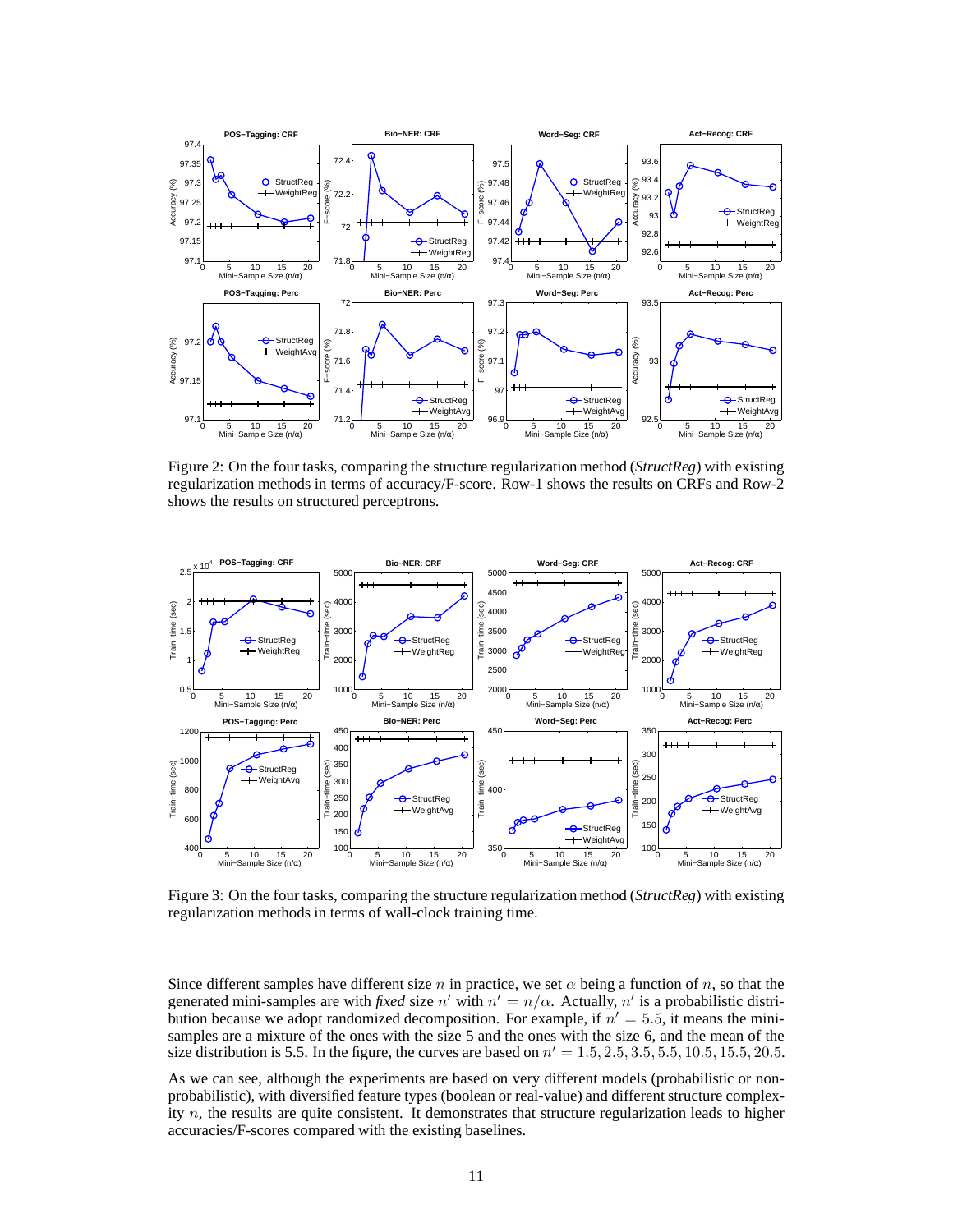Figure 2: On the four tasks, comparing the structure regularization method (*StructReg*) with existing regularization methods in terms of accuracy/F-score. Row-1 shows the results on CRFs and Row-2 shows the results on structured perceptrons.

Figure 3: On the four tasks, comparing the structure regularization method (*StructReg*) with existing regularization methods in terms of wall-clock training time.

Since different samples have different size $n$ in practice, we set $\alpha$ being a function of $n$, so that the generated mini-samples are with *fixed* size $n'$ with $n' = n/\alpha$. Actually, $n'$ is a probabilistic distribution because we adopt randomized decomposition. For example, if $n' = 5.5$, it means the mini-samples are a mixture of the ones with the size 5 and the ones with the size 6, and the mean of the size distribution is 5.5. In the figure, the curves are based on $n' = 1.5, 2.5, 3.5, 5.5, 10.5, 15.5, 20.5$.

As we can see, although the experiments are based on very different models (probabilistic or non-probabilistic), with diversified feature types (boolean or real-value) and different structure complexity $n$, the results are quite consistent. It demonstrates that structure regularization leads to higher accuracies/F-scores compared with the existing baselines.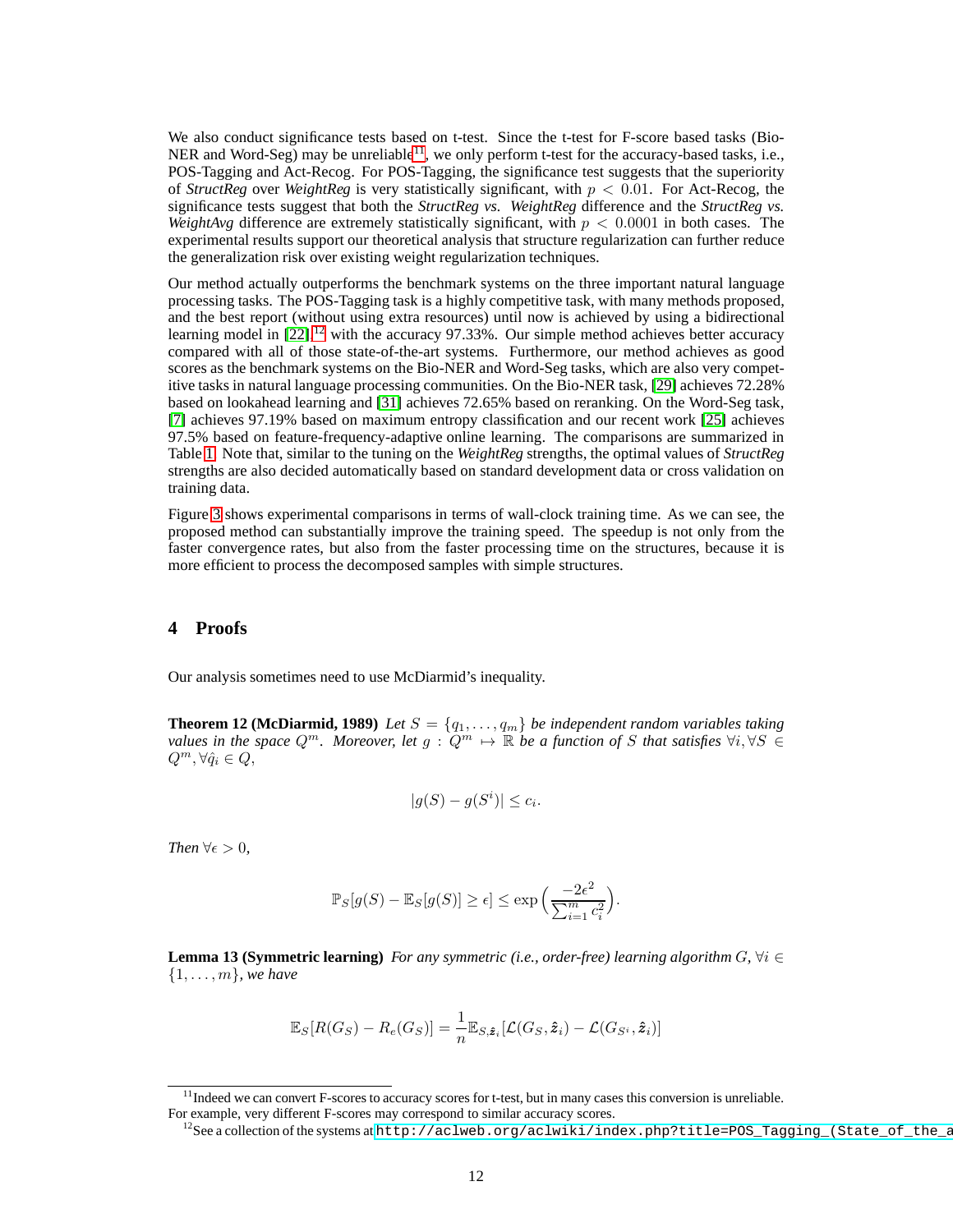We also conduct significance tests based on t-test. Since the t-test for F-score based tasks (Bio-NER and Word-Seg) may be unreliable[11], we only perform t-test for the accuracy-based tasks, i.e., POS-Tagging and Act-Recog. For POS-Tagging, the significance test suggests that the superiority of *StructReg* over *WeightReg* is very statistically significant, with $p < 0.01$. For Act-Recog, the significance tests suggest that both the *StructReg vs. WeightReg* difference and the *StructReg vs. WeightAvg* difference are extremely statistically significant, with $p < 0.0001$ in both cases. The experimental results support our theoretical analysis that structure regularization can further reduce the generalization risk over existing weight regularization techniques.

Our method actually outperforms the benchmark systems on the three important natural language processing tasks. The POS-Tagging task is a highly competitive task, with many methods proposed, and the best report (without using extra resources) until now is achieved by using a bidirectional learning model in [22],[12] with the accuracy 97.33%. Our simple method achieves better accuracy compared with all of those state-of-the-art systems. Furthermore, our method achieves as good scores as the benchmark systems on the Bio-NER and Word-Seg tasks, which are also very competitive tasks in natural language processing communities. On the Bio-NER task, [29] achieves 72.28% based on lookahead learning and [31] achieves 72.65% based on reranking. On the Word-Seg task, [7] achieves 97.19% based on maximum entropy classification and our recent work [25] achieves 97.5% based on feature-frequency-adaptive online learning. The comparisons are summarized in Table 1. Note that, similar to the tuning on the *WeightReg* strengths, the optimal values of *StructReg* strengths are also decided automatically based on standard development data or cross validation on training data.

Figure 3 shows experimental comparisons in terms of wall-clock training time. As we can see, the proposed method can substantially improve the training speed. The speedup is not only from the faster convergence rates, but also from the faster processing time on the structures, because it is more efficient to process the decomposed samples with simple structures.

## 4 Proofs

Our analysis sometimes need to use McDiarmid's inequality.

**Theorem 12 (McDiarmid, 1989)** *Let $S = \{q_1, \dots, q_m\}$ be independent random variables taking values in the space $Q^m$. Moreover, let $g : Q^m \mapsto \mathbb{R}$ be a function of $S$ that satisfies $\forall i, \forall S \in Q^m, \forall \hat{q}_i \in Q$,*

$$|g(S) - g(S^i)| \leq c_i.$$

*Then $\forall \epsilon > 0$,*

$$\mathbb{P}_S[g(S) - \mathbb{E}_S[g(S)] \geq \epsilon] \leq \exp\Big(\frac{-2\epsilon^2}{\sum_{i=1}^m c_i^2}\Big).$$

**Lemma 13 (Symmetric learning)** *For any symmetric (i.e., order-free) learning algorithm $G$, $\forall i \in \{1, \dots, m\}$, we have*

$$\mathbb{E}_S[R(G_S) - R_e(G_S)] = \frac{1}{n}\mathbb{E}_{S,\hat{\boldsymbol{z}}_i}[\mathcal{L}(G_S, \hat{\boldsymbol{z}}_i) - \mathcal{L}(G_{S^i}, \hat{\boldsymbol{z}}_i)]$$

[11] Indeed we can convert F-scores to accuracy scores for t-test, but in many cases this conversion is unreliable. For example, very different F-scores may correspond to similar accuracy scores.

[12] See a collection of the systems at http://aclweb.org/aclwiki/index.php?title=POS_Tagging_(State_of_the_a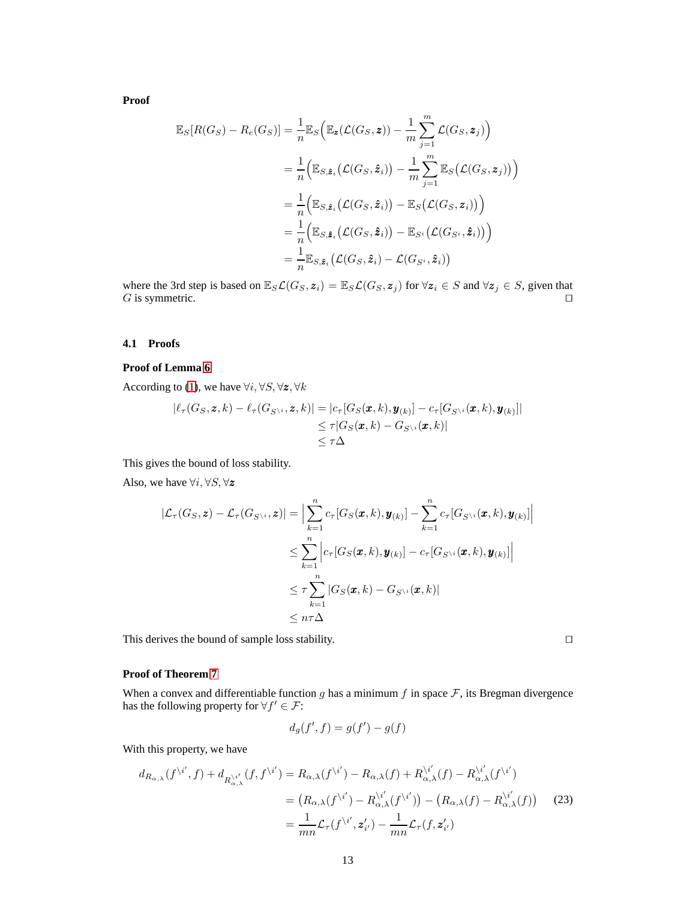**Proof**

$$
\begin{aligned}
\mathbb{E}_S[R(G_S) - R_e(G_S)] &= \frac{1}{n}\mathbb{E}_S\Big(\mathbb{E}_{\boldsymbol{z}}(\mathcal{L}(G_S, \boldsymbol{z})) - \frac{1}{m}\sum_{j=1}^{m}\mathcal{L}(G_S, \boldsymbol{z}_j)\Big) \\
&= \frac{1}{n}\Big(\mathbb{E}_{S,\hat{\boldsymbol{z}}_i}\big(\mathcal{L}(G_S, \hat{\boldsymbol{z}}_i)\big) - \frac{1}{m}\sum_{j=1}^{m}\mathbb{E}_S\big(\mathcal{L}(G_S, \boldsymbol{z}_j)\big)\Big) \\
&= \frac{1}{n}\Big(\mathbb{E}_{S,\hat{\boldsymbol{z}}_i}\big(\mathcal{L}(G_S, \hat{\boldsymbol{z}}_i)\big) - \mathbb{E}_S\big(\mathcal{L}(G_S, \boldsymbol{z}_i)\big)\Big) \\
&= \frac{1}{n}\Big(\mathbb{E}_{S,\hat{\boldsymbol{z}}_i}\big(\mathcal{L}(G_S, \hat{\boldsymbol{z}}_i)\big) - \mathbb{E}_{S^i}\big(\mathcal{L}(G_{S^i}, \hat{\boldsymbol{z}}_i)\big)\Big) \\
&= \frac{1}{n}\mathbb{E}_{S,\hat{\boldsymbol{z}}_i}\big(\mathcal{L}(G_S, \hat{\boldsymbol{z}}_i) - \mathcal{L}(G_{S^i}, \hat{\boldsymbol{z}}_i)\big)
\end{aligned}
$$

where the 3rd step is based on $\mathbb{E}_S\mathcal{L}(G_S, \boldsymbol{z}_i) = \mathbb{E}_S\mathcal{L}(G_S, \boldsymbol{z}_j)$ for $\forall \boldsymbol{z}_i \in S$ and $\forall \boldsymbol{z}_j \in S$, given that $G$ is symmetric. ◻

### 4.1 Proofs

**Proof of Lemma 6**

According to (1), we have $\forall i, \forall S, \forall \boldsymbol{z}, \forall k$

$$
\begin{aligned}
|\ell_\tau(G_S, \boldsymbol{z}, k) - \ell_\tau(G_{S^{\setminus i}}, \boldsymbol{z}, k)| &= |c_\tau[G_S(\boldsymbol{x}, k), \boldsymbol{y}_{(k)}] - c_\tau[G_{S^{\setminus i}}(\boldsymbol{x}, k), \boldsymbol{y}_{(k)}]| \\
&\leq \tau|G_S(\boldsymbol{x}, k) - G_{S^{\setminus i}}(\boldsymbol{x}, k)| \\
&\leq \tau\Delta
\end{aligned}
$$

This gives the bound of loss stability.

Also, we have $\forall i, \forall S, \forall \boldsymbol{z}$

$$
\begin{aligned}
|\mathcal{L}_\tau(G_S, \boldsymbol{z}) - \mathcal{L}_\tau(G_{S^{\setminus i}}, \boldsymbol{z})| &= \Big|\sum_{k=1}^{n} c_\tau[G_S(\boldsymbol{x}, k), \boldsymbol{y}_{(k)}] - \sum_{k=1}^{n} c_\tau[G_{S^{\setminus i}}(\boldsymbol{x}, k), \boldsymbol{y}_{(k)}]\Big| \\
&\leq \sum_{k=1}^{n}\Big|c_\tau[G_S(\boldsymbol{x}, k), \boldsymbol{y}_{(k)}] - c_\tau[G_{S^{\setminus i}}(\boldsymbol{x}, k), \boldsymbol{y}_{(k)}]\Big| \\
&\leq \tau\sum_{k=1}^{n}|G_S(\boldsymbol{x}, k) - G_{S^{\setminus i}}(\boldsymbol{x}, k)| \\
&\leq n\tau\Delta
\end{aligned}
$$

This derives the bound of sample loss stability. ◻

**Proof of Theorem 7**

When a convex and differentiable function $g$ has a minimum $f$ in space $\mathcal{F}$, its Bregman divergence has the following property for $\forall f' \in \mathcal{F}$:

$$
d_g(f', f) = g(f') - g(f)
$$

With this property, we have

$$
\begin{aligned}
d_{R_{\alpha,\lambda}}(f^{\setminus i'}, f) + d_{R_{\alpha,\lambda}^{\setminus i'}}(f, f^{\setminus i'}) &= R_{\alpha,\lambda}(f^{\setminus i'}) - R_{\alpha,\lambda}(f) + R_{\alpha,\lambda}^{\setminus i'}(f) - R_{\alpha,\lambda}^{\setminus i'}(f^{\setminus i'}) \\
&= \big(R_{\alpha,\lambda}(f^{\setminus i'}) - R_{\alpha,\lambda}^{\setminus i'}(f^{\setminus i'})\big) - \big(R_{\alpha,\lambda}(f) - R_{\alpha,\lambda}^{\setminus i'}(f)\big) \\
&= \frac{1}{mn}\mathcal{L}_\tau(f^{\setminus i'}, \boldsymbol{z}'_{i'}) - \frac{1}{mn}\mathcal{L}_\tau(f, \boldsymbol{z}'_{i'})
\end{aligned} \tag{23}
$$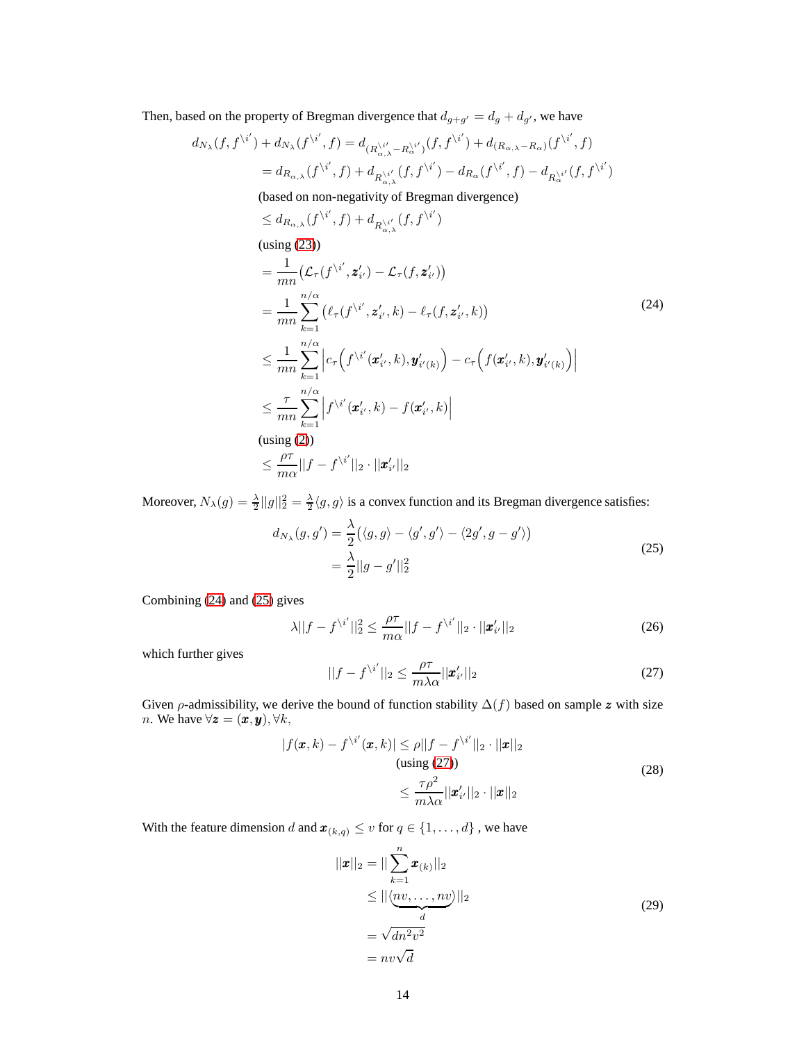Then, based on the property of Bregman divergence that $d_{g+g'} = d_g + d_{g'}$, we have

$$
\begin{aligned}
d_{N_\lambda}(f, f^{\setminus i'}) + d_{N_\lambda}(f^{\setminus i'}, f) &= d_{(R_{\alpha,\lambda}^{\setminus i'} - R_\alpha^{\setminus i'})}(f, f^{\setminus i'}) + d_{(R_{\alpha,\lambda} - R_\alpha)}(f^{\setminus i'}, f) \\
&= d_{R_{\alpha,\lambda}}(f^{\setminus i'}, f) + d_{R_{\alpha,\lambda}^{\setminus i'}}(f, f^{\setminus i'}) - d_{R_\alpha}(f^{\setminus i'}, f) - d_{R_\alpha^{\setminus i'}}(f, f^{\setminus i'}) \\
&\text{(based on non-negativity of Bregman divergence)} \\
&\leq d_{R_{\alpha,\lambda}}(f^{\setminus i'}, f) + d_{R_{\alpha,\lambda}^{\setminus i'}}(f, f^{\setminus i'}) \\
&\text{(using (23))} \\
&= \frac{1}{mn}\big(\mathcal{L}_\tau(f^{\setminus i'}, \boldsymbol{z}'_{i'}) - \mathcal{L}_\tau(f, \boldsymbol{z}'_{i'})\big) \\
&= \frac{1}{mn}\sum_{k=1}^{n/\alpha}\big(\ell_\tau(f^{\setminus i'}, \boldsymbol{z}'_{i'}, k) - \ell_\tau(f, \boldsymbol{z}'_{i'}, k)\big) \\
&\leq \frac{1}{mn}\sum_{k=1}^{n/\alpha}\Big|c_\tau\Big(f^{\setminus i'}(\boldsymbol{x}'_{i'}, k), \boldsymbol{y}'_{i'(k)}\Big) - c_\tau\Big(f(\boldsymbol{x}'_{i'}, k), \boldsymbol{y}'_{i'(k)}\Big)\Big| \\
&\leq \frac{\tau}{mn}\sum_{k=1}^{n/\alpha}\Big|f^{\setminus i'}(\boldsymbol{x}'_{i'}, k) - f(\boldsymbol{x}'_{i'}, k)\Big| \\
&\text{(using (2))} \\
&\leq \frac{\rho\tau}{m\alpha}||f - f^{\setminus i'}||_2 \cdot ||\boldsymbol{x}'_{i'}||_2
\end{aligned} \tag{24}
$$

Moreover, $N_\lambda(g) = \frac{\lambda}{2}||g||_2^2 = \frac{\lambda}{2}\langle g, g\rangle$ is a convex function and its Bregman divergence satisfies:

$$
\begin{aligned}
d_{N_\lambda}(g, g') &= \frac{\lambda}{2}\big(\langle g, g\rangle - \langle g', g'\rangle - \langle 2g', g - g'\rangle\big) \\
&= \frac{\lambda}{2}||g - g'||_2^2
\end{aligned} \tag{25}
$$

Combining (24) and (25) gives

$$
\lambda||f - f^{\setminus i'}||_2^2 \leq \frac{\rho\tau}{m\alpha}||f - f^{\setminus i'}||_2 \cdot ||\boldsymbol{x}'_{i'}||_2 \tag{26}
$$

which further gives

$$
||f - f^{\setminus i'}||_2 \leq \frac{\rho\tau}{m\lambda\alpha}||\boldsymbol{x}'_{i'}||_2 \tag{27}
$$

Given $\rho$-admissibility, we derive the bound of function stability $\Delta(f)$ based on sample $\boldsymbol{z}$ with size $n$. We have $\forall \boldsymbol{z} = (\boldsymbol{x}, \boldsymbol{y}), \forall k$,

$$
\begin{aligned}
|f(\boldsymbol{x}, k) - f^{\setminus i'}(\boldsymbol{x}, k)| &\leq \rho||f - f^{\setminus i'}||_2 \cdot ||\boldsymbol{x}||_2 \\
&\text{(using (27))} \\
&\leq \frac{\tau\rho^2}{m\lambda\alpha}||\boldsymbol{x}'_{i'}||_2 \cdot ||\boldsymbol{x}||_2
\end{aligned} \tag{28}
$$

With the feature dimension $d$ and $\boldsymbol{x}_{(k,q)} \leq v$ for $q \in \{1, \ldots, d\}$ , we have

$$
\begin{aligned}
||\boldsymbol{x}||_2 &= ||\sum_{k=1}^{n}\boldsymbol{x}_{(k)}||_2 \\
&\leq ||\underbrace{\langle nv, \ldots, nv\rangle}_{d}||_2 \\
&= \sqrt{dn^2v^2} \\
&= nv\sqrt{d}
\end{aligned} \tag{29}
$$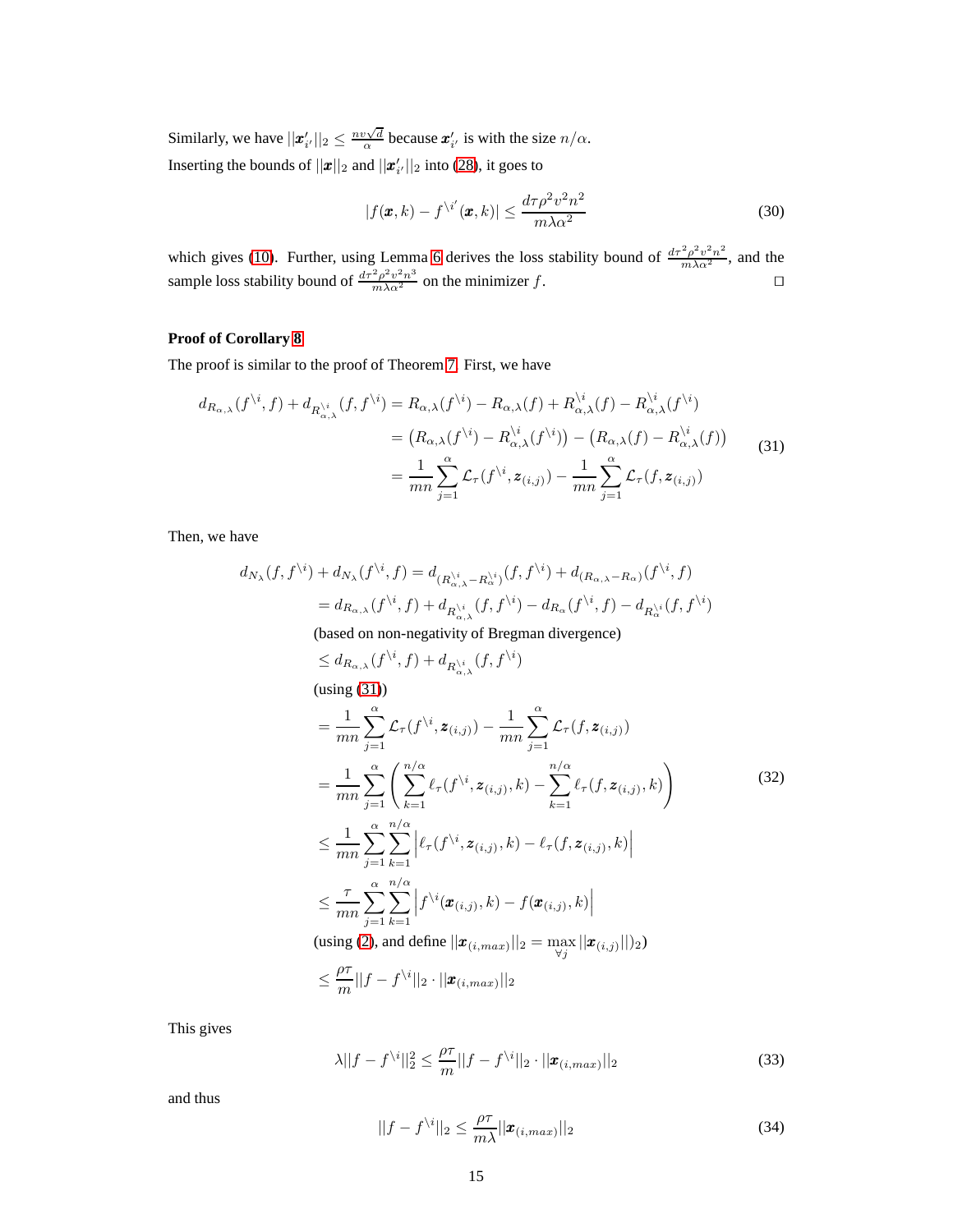Similarly, we have $||\boldsymbol{x}'_{i'}||_2 \leq \frac{nv\sqrt{d}}{\alpha}$ because $\boldsymbol{x}'_{i'}$ is with the size $n/\alpha$.

Inserting the bounds of $||\boldsymbol{x}||_2$ and $||\boldsymbol{x}'_{i'}||_2$ into (28), it goes to

$$|f(\boldsymbol{x}, k) - f^{\setminus i'}(\boldsymbol{x}, k)| \leq \frac{d\tau\rho^2 v^2 n^2}{m\lambda\alpha^2} \tag{30}$$

which gives (10). Further, using Lemma 6 derives the loss stability bound of $\frac{d\tau^2\rho^2 v^2 n^2}{m\lambda\alpha^2}$, and the sample loss stability bound of $\frac{d\tau^2\rho^2 v^2 n^3}{m\lambda\alpha^2}$ on the minimizer $f$. $\square$

**Proof of Corollary 8**

The proof is similar to the proof of Theorem 7. First, we have

$$\begin{aligned}
d_{R_{\alpha,\lambda}}(f^{\setminus i}, f) + d_{R^{\setminus i}_{\alpha,\lambda}}(f, f^{\setminus i}) &= R_{\alpha,\lambda}(f^{\setminus i}) - R_{\alpha,\lambda}(f) + R^{\setminus i}_{\alpha,\lambda}(f) - R^{\setminus i}_{\alpha,\lambda}(f^{\setminus i}) \\
&= \left(R_{\alpha,\lambda}(f^{\setminus i}) - R^{\setminus i}_{\alpha,\lambda}(f^{\setminus i})\right) - \left(R_{\alpha,\lambda}(f) - R^{\setminus i}_{\alpha,\lambda}(f)\right) \\
&= \frac{1}{mn}\sum_{j=1}^{\alpha} \mathcal{L}_\tau(f^{\setminus i}, \boldsymbol{z}_{(i,j)}) - \frac{1}{mn}\sum_{j=1}^{\alpha} \mathcal{L}_\tau(f, \boldsymbol{z}_{(i,j)})
\end{aligned} \tag{31}$$

Then, we have

$$\begin{aligned}
d_{N_\lambda}(f, f^{\setminus i}) + d_{N_\lambda}(f^{\setminus i}, f) &= d_{(R^{\setminus i}_{\alpha,\lambda} - R^{\setminus i}_{\alpha})}(f, f^{\setminus i}) + d_{(R_{\alpha,\lambda} - R_\alpha)}(f^{\setminus i}, f) \\
&= d_{R_{\alpha,\lambda}}(f^{\setminus i}, f) + d_{R^{\setminus i}_{\alpha,\lambda}}(f, f^{\setminus i}) - d_{R_\alpha}(f^{\setminus i}, f) - d_{R^{\setminus i}_\alpha}(f, f^{\setminus i}) \\
&\quad \text{(based on non-negativity of Bregman divergence)} \\
&\leq d_{R_{\alpha,\lambda}}(f^{\setminus i}, f) + d_{R^{\setminus i}_{\alpha,\lambda}}(f, f^{\setminus i}) \\
&\quad \text{(using (31))} \\
&= \frac{1}{mn}\sum_{j=1}^{\alpha} \mathcal{L}_\tau(f^{\setminus i}, \boldsymbol{z}_{(i,j)}) - \frac{1}{mn}\sum_{j=1}^{\alpha} \mathcal{L}_\tau(f, \boldsymbol{z}_{(i,j)}) \\
&= \frac{1}{mn}\sum_{j=1}^{\alpha}\left(\sum_{k=1}^{n/\alpha} \ell_\tau(f^{\setminus i}, \boldsymbol{z}_{(i,j)}, k) - \sum_{k=1}^{n/\alpha} \ell_\tau(f, \boldsymbol{z}_{(i,j)}, k)\right) \\
&\leq \frac{1}{mn}\sum_{j=1}^{\alpha}\sum_{k=1}^{n/\alpha}\left|\ell_\tau(f^{\setminus i}, \boldsymbol{z}_{(i,j)}, k) - \ell_\tau(f, \boldsymbol{z}_{(i,j)}, k)\right| \\
&\leq \frac{\tau}{mn}\sum_{j=1}^{\alpha}\sum_{k=1}^{n/\alpha}\left|f^{\setminus i}(\boldsymbol{x}_{(i,j)}, k) - f(\boldsymbol{x}_{(i,j)}, k)\right| \\
&\quad \text{(using (2), and define } ||\boldsymbol{x}_{(i,max)}||_2 = \max_{\forall j} ||\boldsymbol{x}_{(i,j)}||)_2\text{)} \\
&\leq \frac{\rho\tau}{m}||f - f^{\setminus i}||_2 \cdot ||\boldsymbol{x}_{(i,max)}||_2
\end{aligned} \tag{32}$$

This gives

$$\lambda||f - f^{\setminus i}||_2^2 \leq \frac{\rho\tau}{m}||f - f^{\setminus i}||_2 \cdot ||\boldsymbol{x}_{(i,max)}||_2 \tag{33}$$

and thus

$$||f - f^{\setminus i}||_2 \leq \frac{\rho\tau}{m\lambda}||\boldsymbol{x}_{(i,max)}||_2 \tag{34}$$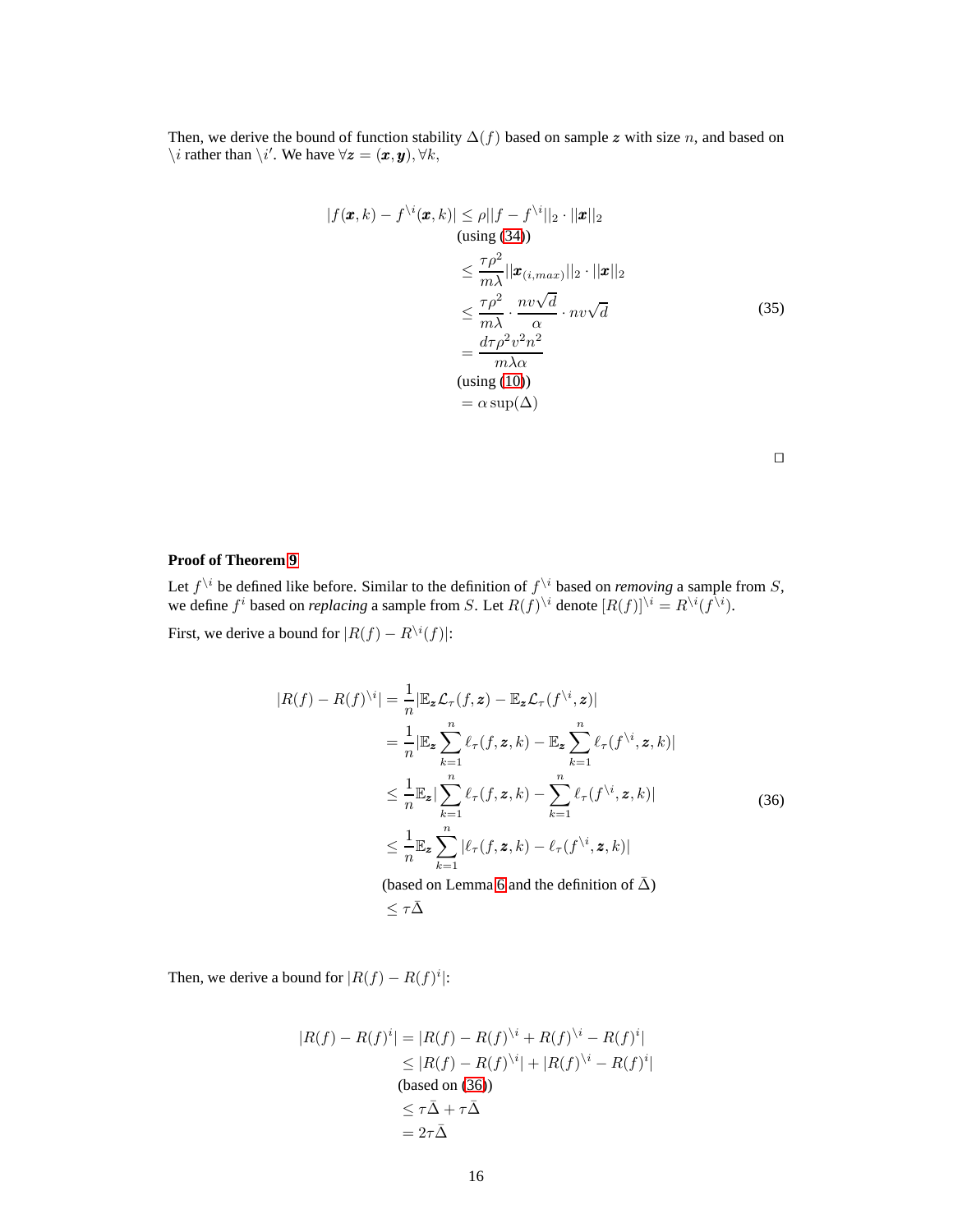Then, we derive the bound of function stability $\Delta(f)$ based on sample $\boldsymbol{z}$ with size $n$, and based on $\backslash i$ rather than $\backslash i'$. We have $\forall \boldsymbol{z} = (\boldsymbol{x}, \boldsymbol{y}), \forall k$,

$$
\begin{aligned}
|f(\boldsymbol{x}, k) - f^{\backslash i}(\boldsymbol{x}, k)| &\leq \rho ||f - f^{\backslash i}||_2 \cdot ||\boldsymbol{x}||_2 \\
&\text{(using (34))} \\
&\leq \frac{\tau \rho^2}{m\lambda} ||\boldsymbol{x}_{(i,max)}||_2 \cdot ||\boldsymbol{x}||_2 \\
&\leq \frac{\tau \rho^2}{m\lambda} \cdot \frac{nv\sqrt{d}}{\alpha} \cdot nv\sqrt{d} \\
&= \frac{d\tau\rho^2 v^2 n^2}{m\lambda\alpha} \\
&\text{(using (10))} \\
&= \alpha \sup(\Delta)
\end{aligned}
\tag{35}
$$

□

**Proof of Theorem 9**

Let $f^{\backslash i}$ be defined like before. Similar to the definition of $f^{\backslash i}$ based on *removing* a sample from $S$, we define $f^i$ based on *replacing* a sample from $S$. Let $R(f)^{\backslash i}$ denote $[R(f)]^{\backslash i} = R^{\backslash i}(f^{\backslash i})$.

First, we derive a bound for $|R(f) - R^{\backslash i}(f)|$:

$$
\begin{aligned}
|R(f) - R(f)^{\backslash i}| &= \frac{1}{n} |\mathbb{E}_{\boldsymbol{z}} \mathcal{L}_\tau(f, \boldsymbol{z}) - \mathbb{E}_{\boldsymbol{z}} \mathcal{L}_\tau(f^{\backslash i}, \boldsymbol{z})| \\
&= \frac{1}{n} |\mathbb{E}_{\boldsymbol{z}} \sum_{k=1}^{n} \ell_\tau(f, \boldsymbol{z}, k) - \mathbb{E}_{\boldsymbol{z}} \sum_{k=1}^{n} \ell_\tau(f^{\backslash i}, \boldsymbol{z}, k)| \\
&\leq \frac{1}{n} \mathbb{E}_{\boldsymbol{z}} |\sum_{k=1}^{n} \ell_\tau(f, \boldsymbol{z}, k) - \sum_{k=1}^{n} \ell_\tau(f^{\backslash i}, \boldsymbol{z}, k)| \\
&\leq \frac{1}{n} \mathbb{E}_{\boldsymbol{z}} \sum_{k=1}^{n} |\ell_\tau(f, \boldsymbol{z}, k) - \ell_\tau(f^{\backslash i}, \boldsymbol{z}, k)| \\
&\text{(based on Lemma 6 and the definition of } \bar{\Delta}) \\
&\leq \tau \bar{\Delta}
\end{aligned}
\tag{36}
$$

Then, we derive a bound for $|R(f) - R(f)^i|$:

$$
\begin{aligned}
|R(f) - R(f)^i| &= |R(f) - R(f)^{\backslash i} + R(f)^{\backslash i} - R(f)^i| \\
&\leq |R(f) - R(f)^{\backslash i}| + |R(f)^{\backslash i} - R(f)^i| \\
&\text{(based on (36))} \\
&\leq \tau \bar{\Delta} + \tau \bar{\Delta} \\
&= 2\tau \bar{\Delta}
\end{aligned}
$$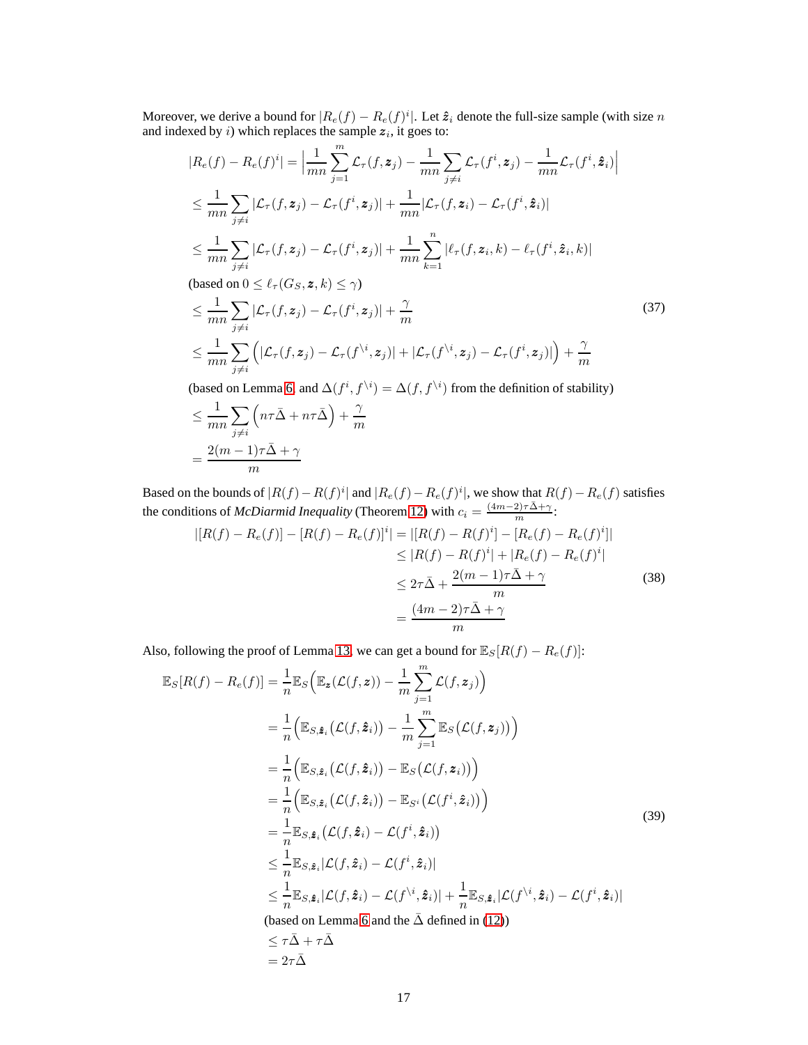Moreover, we derive a bound for $|R_e(f) - R_e(f)^i|$. Let $\hat{\boldsymbol{z}}_i$ denote the full-size sample (with size $n$ and indexed by $i$) which replaces the sample $\boldsymbol{z}_i$, it goes to:

$$
\begin{aligned}
&|R_e(f) - R_e(f)^i| = \Big|\frac{1}{mn}\sum_{j=1}^{m}\mathcal{L}_\tau(f,\boldsymbol{z}_j) - \frac{1}{mn}\sum_{j\neq i}\mathcal{L}_\tau(f^i,\boldsymbol{z}_j) - \frac{1}{mn}\mathcal{L}_\tau(f^i,\hat{\boldsymbol{z}}_i)\Big| \\
&\leq \frac{1}{mn}\sum_{j\neq i}|\mathcal{L}_\tau(f,\boldsymbol{z}_j) - \mathcal{L}_\tau(f^i,\boldsymbol{z}_j)| + \frac{1}{mn}|\mathcal{L}_\tau(f,\boldsymbol{z}_i) - \mathcal{L}_\tau(f^i,\hat{\boldsymbol{z}}_i)| \\
&\leq \frac{1}{mn}\sum_{j\neq i}|\mathcal{L}_\tau(f,\boldsymbol{z}_j) - \mathcal{L}_\tau(f^i,\boldsymbol{z}_j)| + \frac{1}{mn}\sum_{k=1}^{n}|\ell_\tau(f,\boldsymbol{z}_i,k) - \ell_\tau(f^i,\hat{\boldsymbol{z}}_i,k)| \\
&\text{(based on } 0 \leq \ell_\tau(G_S,\boldsymbol{z},k) \leq \gamma\text{)} \\
&\leq \frac{1}{mn}\sum_{j\neq i}|\mathcal{L}_\tau(f,\boldsymbol{z}_j) - \mathcal{L}_\tau(f^i,\boldsymbol{z}_j)| + \frac{\gamma}{m} \\
&\leq \frac{1}{mn}\sum_{j\neq i}\Big(|\mathcal{L}_\tau(f,\boldsymbol{z}_j) - \mathcal{L}_\tau(f^{\setminus i},\boldsymbol{z}_j)| + |\mathcal{L}_\tau(f^{\setminus i},\boldsymbol{z}_j) - \mathcal{L}_\tau(f^i,\boldsymbol{z}_j)|\Big) + \frac{\gamma}{m} \\
&\text{(based on Lemma 6, and } \Delta(f^i,f^{\setminus i}) = \Delta(f,f^{\setminus i}) \text{ from the definition of stability)} \\
&\leq \frac{1}{mn}\sum_{j\neq i}\Big(n\tau\bar{\Delta} + n\tau\bar{\Delta}\Big) + \frac{\gamma}{m} \\
&= \frac{2(m-1)\tau\bar{\Delta} + \gamma}{m}
\end{aligned}
\tag{37}
$$

Based on the bounds of $|R(f) - R(f)^i|$ and $|R_e(f) - R_e(f)^i|$, we show that $R(f) - R_e(f)$ satisfies the conditions of *McDiarmid Inequality* (Theorem 12) with $c_i = \frac{(4m-2)\tau\bar{\Delta}+\gamma}{m}$:

$$
\begin{aligned}
|[R(f) - R_e(f)] - [R(f) - R_e(f)]^i| &= |[R(f) - R(f)^i] - [R_e(f) - R_e(f)^i]| \\
&\leq |R(f) - R(f)^i| + |R_e(f) - R_e(f)^i| \\
&\leq 2\tau\bar{\Delta} + \frac{2(m-1)\tau\bar{\Delta} + \gamma}{m} \\
&= \frac{(4m-2)\tau\bar{\Delta} + \gamma}{m}
\end{aligned}
\tag{38}
$$

Also, following the proof of Lemma 13, we can get a bound for $\mathbb{E}_S[R(f) - R_e(f)]$:

$$
\begin{aligned}
\mathbb{E}_S[R(f) - R_e(f)] &= \frac{1}{n}\mathbb{E}_S\Big(\mathbb{E}_{\boldsymbol{z}}(\mathcal{L}(f,\boldsymbol{z})) - \frac{1}{m}\sum_{j=1}^{m}\mathcal{L}(f,\boldsymbol{z}_j)\Big) \\
&= \frac{1}{n}\Big(\mathbb{E}_{S,\hat{\boldsymbol{z}}_i}\big(\mathcal{L}(f,\hat{\boldsymbol{z}}_i)\big) - \frac{1}{m}\sum_{j=1}^{m}\mathbb{E}_S\big(\mathcal{L}(f,\boldsymbol{z}_j)\big)\Big) \\
&= \frac{1}{n}\Big(\mathbb{E}_{S,\hat{\boldsymbol{z}}_i}\big(\mathcal{L}(f,\hat{\boldsymbol{z}}_i)\big) - \mathbb{E}_S\big(\mathcal{L}(f,\boldsymbol{z}_i)\big)\Big) \\
&= \frac{1}{n}\Big(\mathbb{E}_{S,\hat{\boldsymbol{z}}_i}\big(\mathcal{L}(f,\hat{\boldsymbol{z}}_i)\big) - \mathbb{E}_{S^i}\big(\mathcal{L}(f^i,\hat{\boldsymbol{z}}_i)\big)\Big) \\
&= \frac{1}{n}\mathbb{E}_{S,\hat{\boldsymbol{z}}_i}\big(\mathcal{L}(f,\hat{\boldsymbol{z}}_i) - \mathcal{L}(f^i,\hat{\boldsymbol{z}}_i)\big) \\
&\leq \frac{1}{n}\mathbb{E}_{S,\hat{\boldsymbol{z}}_i}|\mathcal{L}(f,\hat{\boldsymbol{z}}_i) - \mathcal{L}(f^i,\hat{\boldsymbol{z}}_i)| \\
&\leq \frac{1}{n}\mathbb{E}_{S,\hat{\boldsymbol{z}}_i}|\mathcal{L}(f,\hat{\boldsymbol{z}}_i) - \mathcal{L}(f^{\setminus i},\hat{\boldsymbol{z}}_i)| + \frac{1}{n}\mathbb{E}_{S,\hat{\boldsymbol{z}}_i}|\mathcal{L}(f^{\setminus i},\hat{\boldsymbol{z}}_i) - \mathcal{L}(f^i,\hat{\boldsymbol{z}}_i)| \\
&\text{(based on Lemma 6 and the } \bar{\Delta} \text{ defined in (12))} \\
&\leq \tau\bar{\Delta} + \tau\bar{\Delta} \\
&= 2\tau\bar{\Delta}
\end{aligned}
\tag{39}
$$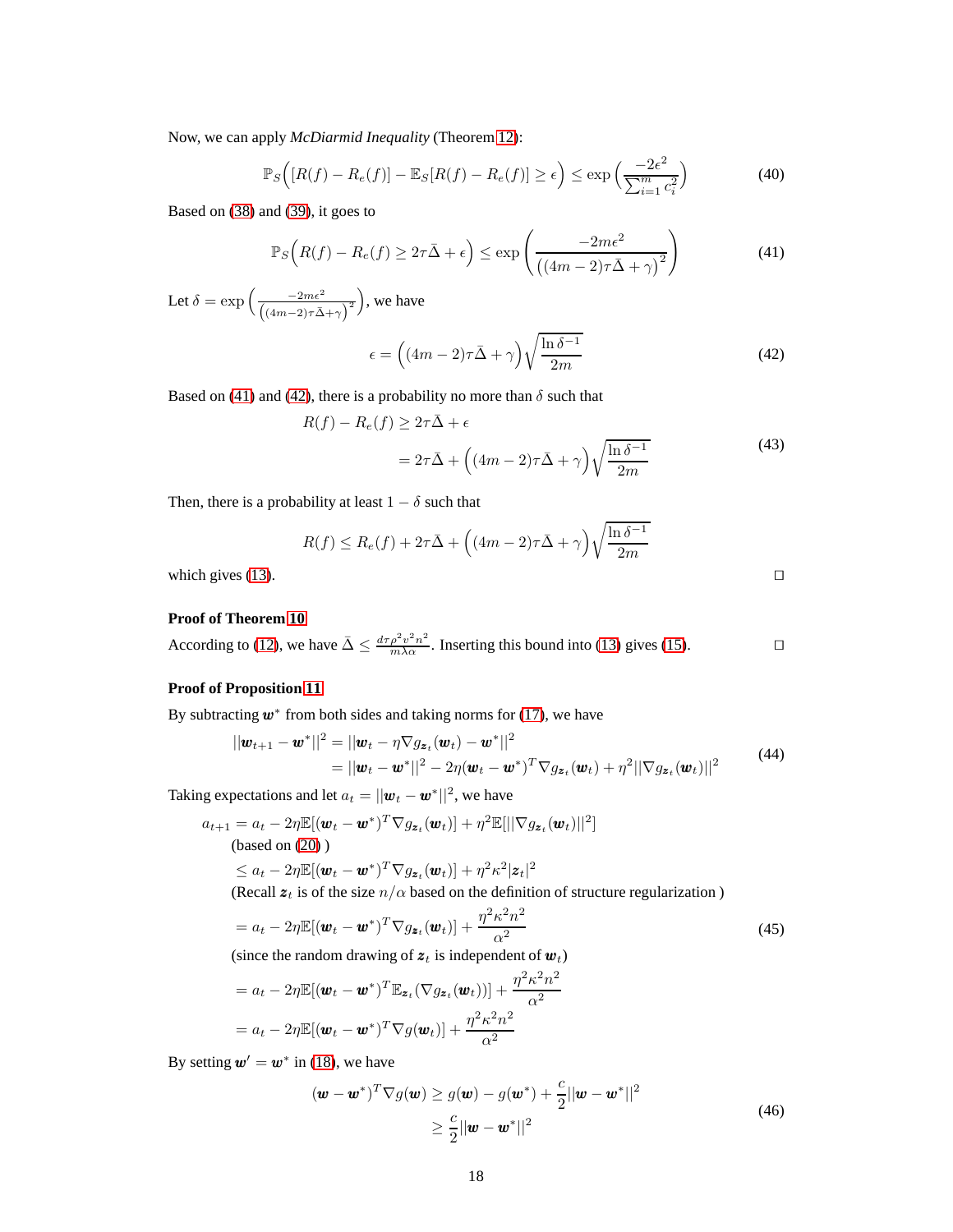Now, we can apply *McDiarmid Inequality* (Theorem 12):

$$\mathbb{P}_S\Big([R(f) - R_e(f)] - \mathbb{E}_S[R(f) - R_e(f)] \geq \epsilon\Big) \leq \exp\Big(\frac{-2\epsilon^2}{\sum_{i=1}^m c_i^2}\Big) \tag{40}$$

Based on (38) and (39), it goes to

$$\mathbb{P}_S\Big(R(f) - R_e(f) \geq 2\tau\bar{\Delta} + \epsilon\Big) \leq \exp\left(\frac{-2m\epsilon^2}{\big((4m-2)\tau\bar{\Delta} + \gamma\big)^2}\right) \tag{41}$$

Let $\delta = \exp\left(\frac{-2m\epsilon^2}{\big((4m-2)\tau\bar{\Delta}+\gamma\big)^2}\right)$, we have

$$\epsilon = \Big((4m-2)\tau\bar{\Delta} + \gamma\Big)\sqrt{\frac{\ln \delta^{-1}}{2m}} \tag{42}$$

Based on (41) and (42), there is a probability no more than $\delta$ such that

$$\begin{aligned} R(f) - R_e(f) &\geq 2\tau\bar{\Delta} + \epsilon \\ &= 2\tau\bar{\Delta} + \Big((4m-2)\tau\bar{\Delta} + \gamma\Big)\sqrt{\frac{\ln \delta^{-1}}{2m}} \end{aligned} \tag{43}$$

Then, there is a probability at least $1-\delta$ such that

$$R(f) \leq R_e(f) + 2\tau\bar{\Delta} + \Big((4m-2)\tau\bar{\Delta} + \gamma\Big)\sqrt{\frac{\ln \delta^{-1}}{2m}}$$

which gives (13). ◻

**Proof of Theorem 10**

According to (12), we have $\bar{\Delta} \leq \frac{d\tau\rho^2 v^2 n^2}{m\lambda\alpha}$. Inserting this bound into (13) gives (15). ◻

**Proof of Proposition 11**

By subtracting $\boldsymbol{w}^*$ from both sides and taking norms for (17), we have

$$\begin{aligned} ||\boldsymbol{w}_{t+1} - \boldsymbol{w}^*||^2 &= ||\boldsymbol{w}_t - \eta\nabla g_{\boldsymbol{z}_t}(\boldsymbol{w}_t) - \boldsymbol{w}^*||^2 \\ &= ||\boldsymbol{w}_t - \boldsymbol{w}^*||^2 - 2\eta(\boldsymbol{w}_t - \boldsymbol{w}^*)^T\nabla g_{\boldsymbol{z}_t}(\boldsymbol{w}_t) + \eta^2||\nabla g_{\boldsymbol{z}_t}(\boldsymbol{w}_t)||^2 \end{aligned} \tag{44}$$

Taking expectations and let $a_t = ||\boldsymbol{w}_t - \boldsymbol{w}^*||^2$, we have

$$\begin{aligned} a_{t+1} &= a_t - 2\eta\mathbb{E}[(\boldsymbol{w}_t - \boldsymbol{w}^*)^T\nabla g_{\boldsymbol{z}_t}(\boldsymbol{w}_t)] + \eta^2\mathbb{E}[||\nabla g_{\boldsymbol{z}_t}(\boldsymbol{w}_t)||^2] \\ &\quad \text{(based on (20) )} \\ &\leq a_t - 2\eta\mathbb{E}[(\boldsymbol{w}_t - \boldsymbol{w}^*)^T\nabla g_{\boldsymbol{z}_t}(\boldsymbol{w}_t)] + \eta^2\kappa^2|\boldsymbol{z}_t|^2 \\ &\quad \text{(Recall } \boldsymbol{z}_t \text{ is of the size } n/\alpha \text{ based on the definition of structure regularization )} \\ &= a_t - 2\eta\mathbb{E}[(\boldsymbol{w}_t - \boldsymbol{w}^*)^T\nabla g_{\boldsymbol{z}_t}(\boldsymbol{w}_t)] + \frac{\eta^2\kappa^2 n^2}{\alpha^2} \\ &\quad \text{(since the random drawing of } \boldsymbol{z}_t \text{ is independent of } \boldsymbol{w}_t\text{)} \\ &= a_t - 2\eta\mathbb{E}[(\boldsymbol{w}_t - \boldsymbol{w}^*)^T\mathbb{E}_{\boldsymbol{z}_t}(\nabla g_{\boldsymbol{z}_t}(\boldsymbol{w}_t))] + \frac{\eta^2\kappa^2 n^2}{\alpha^2} \\ &= a_t - 2\eta\mathbb{E}[(\boldsymbol{w}_t - \boldsymbol{w}^*)^T\nabla g(\boldsymbol{w}_t)] + \frac{\eta^2\kappa^2 n^2}{\alpha^2} \end{aligned} \tag{45}$$

By setting $\boldsymbol{w}' = \boldsymbol{w}^*$ in (18), we have

$$\begin{aligned} (\boldsymbol{w} - \boldsymbol{w}^*)^T\nabla g(\boldsymbol{w}) &\geq g(\boldsymbol{w}) - g(\boldsymbol{w}^*) + \frac{c}{2}||\boldsymbol{w} - \boldsymbol{w}^*||^2 \\ &\geq \frac{c}{2}||\boldsymbol{w} - \boldsymbol{w}^*||^2 \end{aligned} \tag{46}$$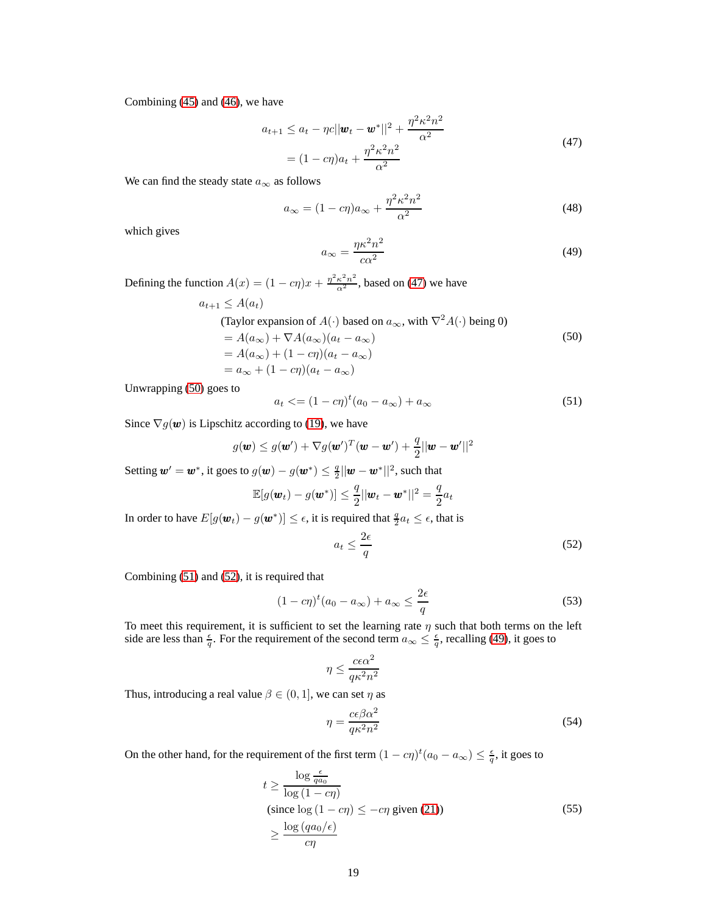Combining (45) and (46), we have

$$
\begin{aligned}
a_{t+1} &\leq a_t - \eta c||\boldsymbol{w}_t - \boldsymbol{w}^*||^2 + \frac{\eta^2\kappa^2 n^2}{\alpha^2} \\
&= (1 - c\eta)a_t + \frac{\eta^2\kappa^2 n^2}{\alpha^2}
\end{aligned}
\tag{47}
$$

We can find the steady state $a_\infty$ as follows

$$
a_\infty = (1 - c\eta)a_\infty + \frac{\eta^2\kappa^2 n^2}{\alpha^2}
\tag{48}
$$

which gives

$$
a_\infty = \frac{\eta\kappa^2 n^2}{c\alpha^2}
\tag{49}
$$

Defining the function $A(x) = (1 - c\eta)x + \frac{\eta^2\kappa^2 n^2}{\alpha^2}$, based on (47) we have

$$
\begin{aligned}
a_{t+1} &\leq A(a_t) \\
&\quad \text{(Taylor expansion of } A(\cdot) \text{ based on } a_\infty \text{, with } \nabla^2 A(\cdot) \text{ being 0)} \\
&= A(a_\infty) + \nabla A(a_\infty)(a_t - a_\infty) \\
&= A(a_\infty) + (1 - c\eta)(a_t - a_\infty) \\
&= a_\infty + (1 - c\eta)(a_t - a_\infty)
\end{aligned}
\tag{50}
$$

Unwrapping (50) goes to

$$
a_t <= (1 - c\eta)^t(a_0 - a_\infty) + a_\infty
\tag{51}
$$

Since $\nabla g(\boldsymbol{w})$ is Lipschitz according to (19), we have

$$
g(\boldsymbol{w}) \leq g(\boldsymbol{w}') + \nabla g(\boldsymbol{w}')^T(\boldsymbol{w} - \boldsymbol{w}') + \frac{q}{2}||\boldsymbol{w} - \boldsymbol{w}'||^2
$$

Setting $\boldsymbol{w}' = \boldsymbol{w}^*$, it goes to $g(\boldsymbol{w}) - g(\boldsymbol{w}^*) \leq \frac{q}{2}||\boldsymbol{w} - \boldsymbol{w}^*||^2$, such that

$$
\mathbb{E}[g(\boldsymbol{w}_t) - g(\boldsymbol{w}^*)] \leq \frac{q}{2}||\boldsymbol{w}_t - \boldsymbol{w}^*||^2 = \frac{q}{2}a_t
$$

In order to have $E[g(\boldsymbol{w}_t) - g(\boldsymbol{w}^*)] \leq \epsilon$, it is required that $\frac{q}{2}a_t \leq \epsilon$, that is

$$
a_t \leq \frac{2\epsilon}{q}
\tag{52}
$$

Combining (51) and (52), it is required that

$$
(1 - c\eta)^t(a_0 - a_\infty) + a_\infty \leq \frac{2\epsilon}{q}
\tag{53}
$$

To meet this requirement, it is sufficient to set the learning rate $\eta$ such that both terms on the left side are less than $\frac{\epsilon}{q}$. For the requirement of the second term $a_\infty \leq \frac{\epsilon}{q}$, recalling (49), it goes to

$$
\eta \leq \frac{c\epsilon\alpha^2}{q\kappa^2 n^2}
$$

Thus, introducing a real value $\beta \in (0, 1]$, we can set $\eta$ as

$$
\eta = \frac{c\epsilon\beta\alpha^2}{q\kappa^2 n^2}
\tag{54}
$$

On the other hand, for the requirement of the first term $(1 - c\eta)^t(a_0 - a_\infty) \leq \frac{\epsilon}{q}$, it goes to

$$
\begin{aligned}
t &\geq \frac{\log \frac{\epsilon}{q a_0}}{\log(1 - c\eta)} \\
&\quad \text{(since } \log(1 - c\eta) \leq -c\eta \text{ given (21))} \\
&\geq \frac{\log(q a_0/\epsilon)}{c\eta}
\end{aligned}
\tag{55}
$$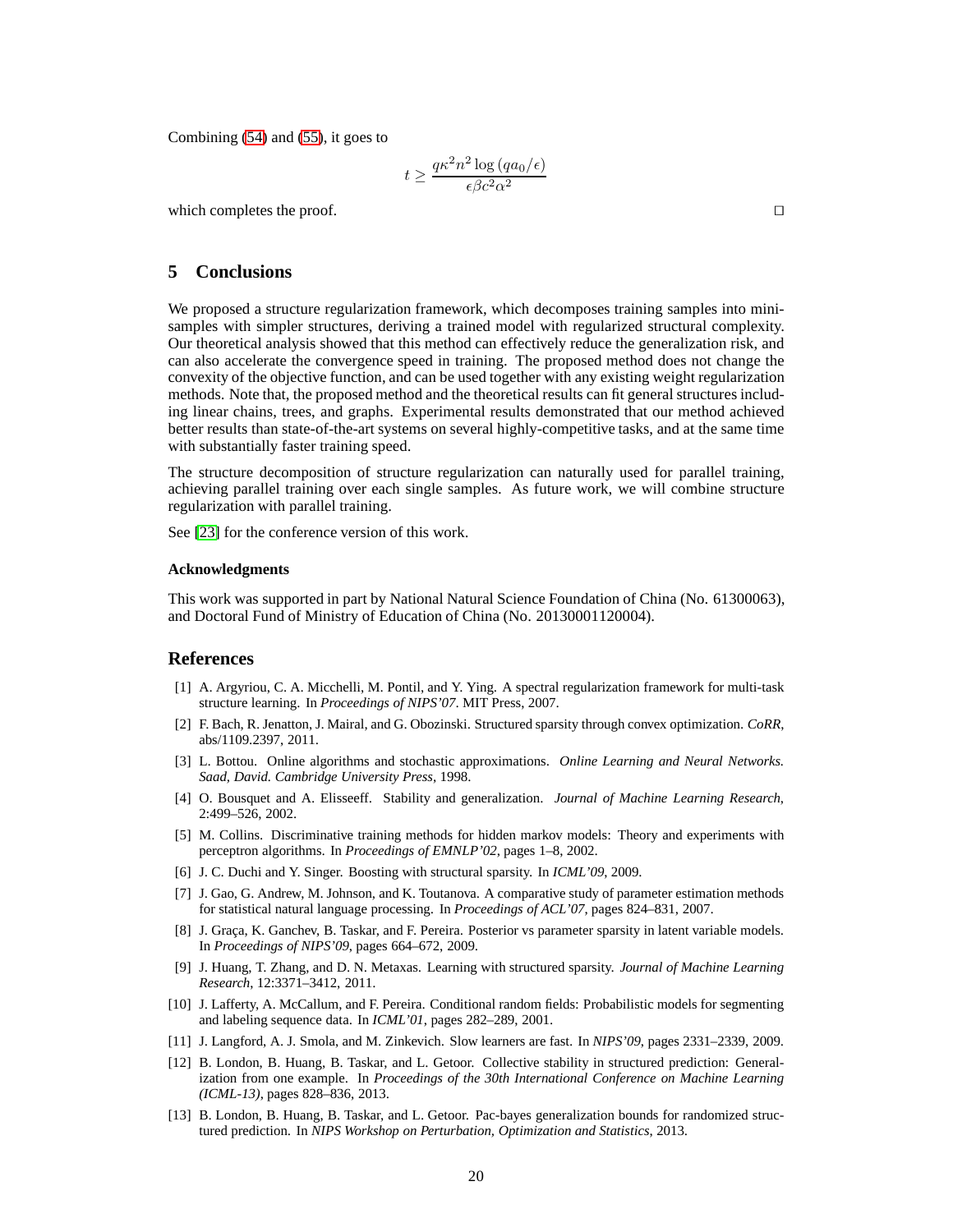Combining (54) and (55), it goes to

$$t \geq \frac{q\kappa^2 n^2 \log(qa_0/\epsilon)}{\epsilon\beta c^2 \alpha^2}$$

which completes the proof. □

## 5 Conclusions

We proposed a structure regularization framework, which decomposes training samples into mini-samples with simpler structures, deriving a trained model with regularized structural complexity. Our theoretical analysis showed that this method can effectively reduce the generalization risk, and can also accelerate the convergence speed in training. The proposed method does not change the convexity of the objective function, and can be used together with any existing weight regularization methods. Note that, the proposed method and the theoretical results can fit general structures including linear chains, trees, and graphs. Experimental results demonstrated that our method achieved better results than state-of-the-art systems on several highly-competitive tasks, and at the same time with substantially faster training speed.

The structure decomposition of structure regularization can naturally used for parallel training, achieving parallel training over each single samples. As future work, we will combine structure regularization with parallel training.

See [23] for the conference version of this work.

#### Acknowledgments

This work was supported in part by National Natural Science Foundation of China (No. 61300063), and Doctoral Fund of Ministry of Education of China (No. 20130001120004).

## References

[1] A. Argyriou, C. A. Micchelli, M. Pontil, and Y. Ying. A spectral regularization framework for multi-task structure learning. In *Proceedings of NIPS'07*. MIT Press, 2007.

[2] F. Bach, R. Jenatton, J. Mairal, and G. Obozinski. Structured sparsity through convex optimization. *CoRR*, abs/1109.2397, 2011.

[3] L. Bottou. Online algorithms and stochastic approximations. *Online Learning and Neural Networks. Saad, David. Cambridge University Press*, 1998.

[4] O. Bousquet and A. Elisseeff. Stability and generalization. *Journal of Machine Learning Research*, 2:499–526, 2002.

[5] M. Collins. Discriminative training methods for hidden markov models: Theory and experiments with perceptron algorithms. In *Proceedings of EMNLP'02*, pages 1–8, 2002.

[6] J. C. Duchi and Y. Singer. Boosting with structural sparsity. In *ICML'09*, 2009.

[7] J. Gao, G. Andrew, M. Johnson, and K. Toutanova. A comparative study of parameter estimation methods for statistical natural language processing. In *Proceedings of ACL'07*, pages 824–831, 2007.

[8] J. Graça, K. Ganchev, B. Taskar, and F. Pereira. Posterior vs parameter sparsity in latent variable models. In *Proceedings of NIPS'09*, pages 664–672, 2009.

[9] J. Huang, T. Zhang, and D. N. Metaxas. Learning with structured sparsity. *Journal of Machine Learning Research*, 12:3371–3412, 2011.

[10] J. Lafferty, A. McCallum, and F. Pereira. Conditional random fields: Probabilistic models for segmenting and labeling sequence data. In *ICML'01*, pages 282–289, 2001.

[11] J. Langford, A. J. Smola, and M. Zinkevich. Slow learners are fast. In *NIPS'09*, pages 2331–2339, 2009.

[12] B. London, B. Huang, B. Taskar, and L. Getoor. Collective stability in structured prediction: Generalization from one example. In *Proceedings of the 30th International Conference on Machine Learning (ICML-13)*, pages 828–836, 2013.

[13] B. London, B. Huang, B. Taskar, and L. Getoor. Pac-bayes generalization bounds for randomized structured prediction. In *NIPS Workshop on Perturbation, Optimization and Statistics*, 2013.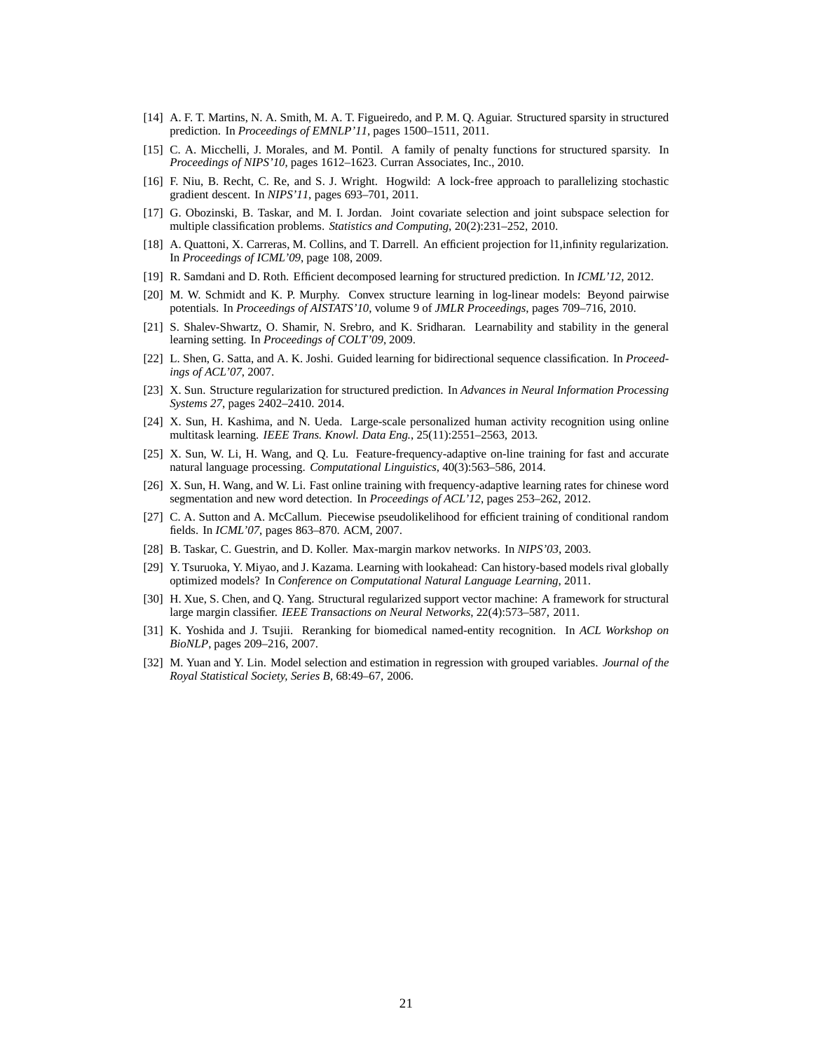[14] A. F. T. Martins, N. A. Smith, M. A. T. Figueiredo, and P. M. Q. Aguiar. Structured sparsity in structured prediction. In *Proceedings of EMNLP'11*, pages 1500–1511, 2011.

[15] C. A. Micchelli, J. Morales, and M. Pontil. A family of penalty functions for structured sparsity. In *Proceedings of NIPS'10*, pages 1612–1623. Curran Associates, Inc., 2010.

[16] F. Niu, B. Recht, C. Re, and S. J. Wright. Hogwild: A lock-free approach to parallelizing stochastic gradient descent. In *NIPS'11*, pages 693–701, 2011.

[17] G. Obozinski, B. Taskar, and M. I. Jordan. Joint covariate selection and joint subspace selection for multiple classification problems. *Statistics and Computing*, 20(2):231–252, 2010.

[18] A. Quattoni, X. Carreras, M. Collins, and T. Darrell. An efficient projection for l1,infinity regularization. In *Proceedings of ICML'09*, page 108, 2009.

[19] R. Samdani and D. Roth. Efficient decomposed learning for structured prediction. In *ICML'12*, 2012.

[20] M. W. Schmidt and K. P. Murphy. Convex structure learning in log-linear models: Beyond pairwise potentials. In *Proceedings of AISTATS'10*, volume 9 of *JMLR Proceedings*, pages 709–716, 2010.

[21] S. Shalev-Shwartz, O. Shamir, N. Srebro, and K. Sridharan. Learnability and stability in the general learning setting. In *Proceedings of COLT'09*, 2009.

[22] L. Shen, G. Satta, and A. K. Joshi. Guided learning for bidirectional sequence classification. In *Proceedings of ACL'07*, 2007.

[23] X. Sun. Structure regularization for structured prediction. In *Advances in Neural Information Processing Systems 27*, pages 2402–2410. 2014.

[24] X. Sun, H. Kashima, and N. Ueda. Large-scale personalized human activity recognition using online multitask learning. *IEEE Trans. Knowl. Data Eng.*, 25(11):2551–2563, 2013.

[25] X. Sun, W. Li, H. Wang, and Q. Lu. Feature-frequency-adaptive on-line training for fast and accurate natural language processing. *Computational Linguistics*, 40(3):563–586, 2014.

[26] X. Sun, H. Wang, and W. Li. Fast online training with frequency-adaptive learning rates for chinese word segmentation and new word detection. In *Proceedings of ACL'12*, pages 253–262, 2012.

[27] C. A. Sutton and A. McCallum. Piecewise pseudolikelihood for efficient training of conditional random fields. In *ICML'07*, pages 863–870. ACM, 2007.

[28] B. Taskar, C. Guestrin, and D. Koller. Max-margin markov networks. In *NIPS'03*, 2003.

[29] Y. Tsuruoka, Y. Miyao, and J. Kazama. Learning with lookahead: Can history-based models rival globally optimized models? In *Conference on Computational Natural Language Learning*, 2011.

[30] H. Xue, S. Chen, and Q. Yang. Structural regularized support vector machine: A framework for structural large margin classifier. *IEEE Transactions on Neural Networks*, 22(4):573–587, 2011.

[31] K. Yoshida and J. Tsujii. Reranking for biomedical named-entity recognition. In *ACL Workshop on BioNLP*, pages 209–216, 2007.

[32] M. Yuan and Y. Lin. Model selection and estimation in regression with grouped variables. *Journal of the Royal Statistical Society, Series B*, 68:49–67, 2006.